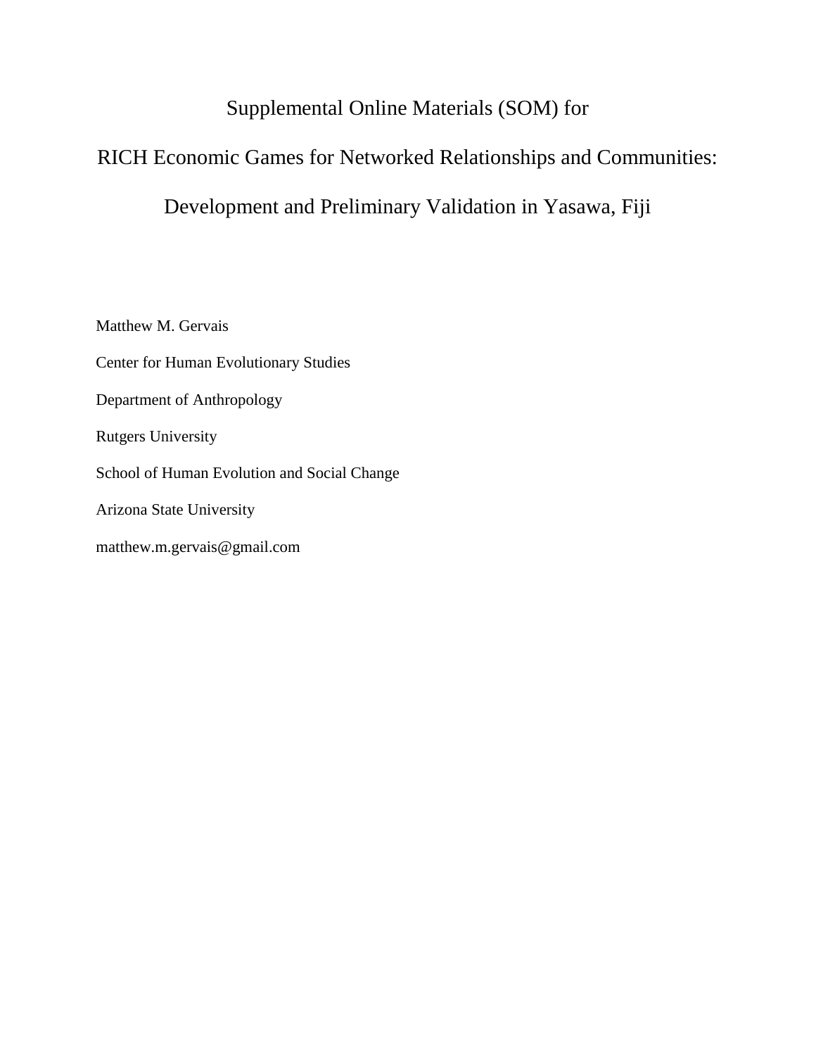# Supplemental Online Materials (SOM) for

# RICH Economic Games for Networked Relationships and Communities: Development and Preliminary Validation in Yasawa, Fiji

Matthew M. Gervais

Center for Human Evolutionary Studies

Department of Anthropology

Rutgers University

School of Human Evolution and Social Change

Arizona State University

matthew.m.gervais@gmail.com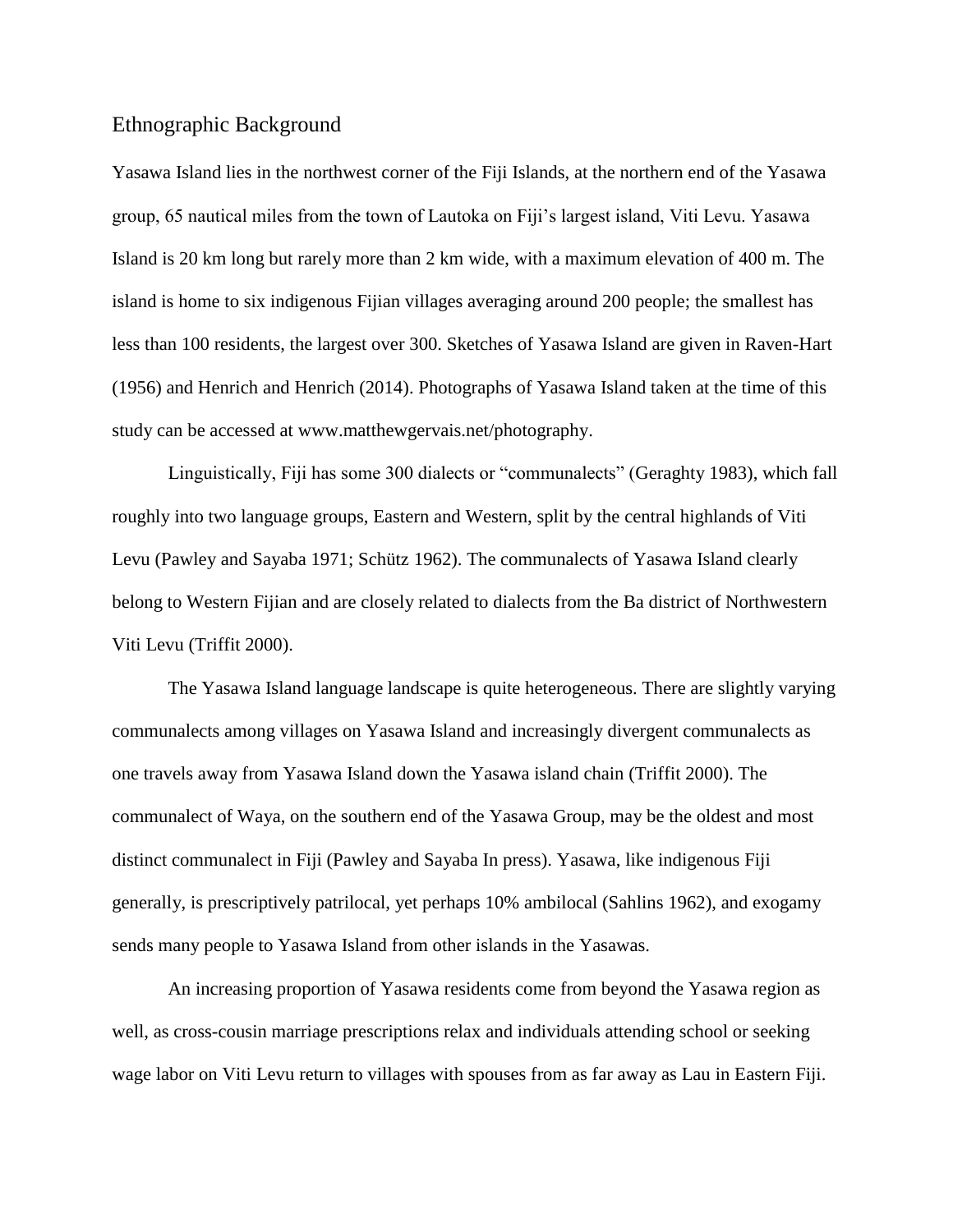## Ethnographic Background

Yasawa Island lies in the northwest corner of the Fiji Islands, at the northern end of the Yasawa group, 65 nautical miles from the town of Lautoka on Fiji's largest island, Viti Levu. Yasawa Island is 20 km long but rarely more than 2 km wide, with a maximum elevation of 400 m. The island is home to six indigenous Fijian villages averaging around 200 people; the smallest has less than 100 residents, the largest over 300. Sketches of Yasawa Island are given in Raven-Hart (1956) and Henrich and Henrich (2014). Photographs of Yasawa Island taken at the time of this study can be accessed at www.matthewgervais.net/photography.

Linguistically, Fiji has some 300 dialects or "communalects" (Geraghty 1983), which fall roughly into two language groups, Eastern and Western, split by the central highlands of Viti Levu (Pawley and Sayaba 1971; Schütz 1962). The communalects of Yasawa Island clearly belong to Western Fijian and are closely related to dialects from the Ba district of Northwestern Viti Levu (Triffit 2000).

The Yasawa Island language landscape is quite heterogeneous. There are slightly varying communalects among villages on Yasawa Island and increasingly divergent communalects as one travels away from Yasawa Island down the Yasawa island chain (Triffit 2000). The communalect of Waya, on the southern end of the Yasawa Group, may be the oldest and most distinct communalect in Fiji (Pawley and Sayaba In press). Yasawa, like indigenous Fiji generally, is prescriptively patrilocal, yet perhaps 10% ambilocal (Sahlins 1962), and exogamy sends many people to Yasawa Island from other islands in the Yasawas.

An increasing proportion of Yasawa residents come from beyond the Yasawa region as well, as cross-cousin marriage prescriptions relax and individuals attending school or seeking wage labor on Viti Levu return to villages with spouses from as far away as Lau in Eastern Fiji.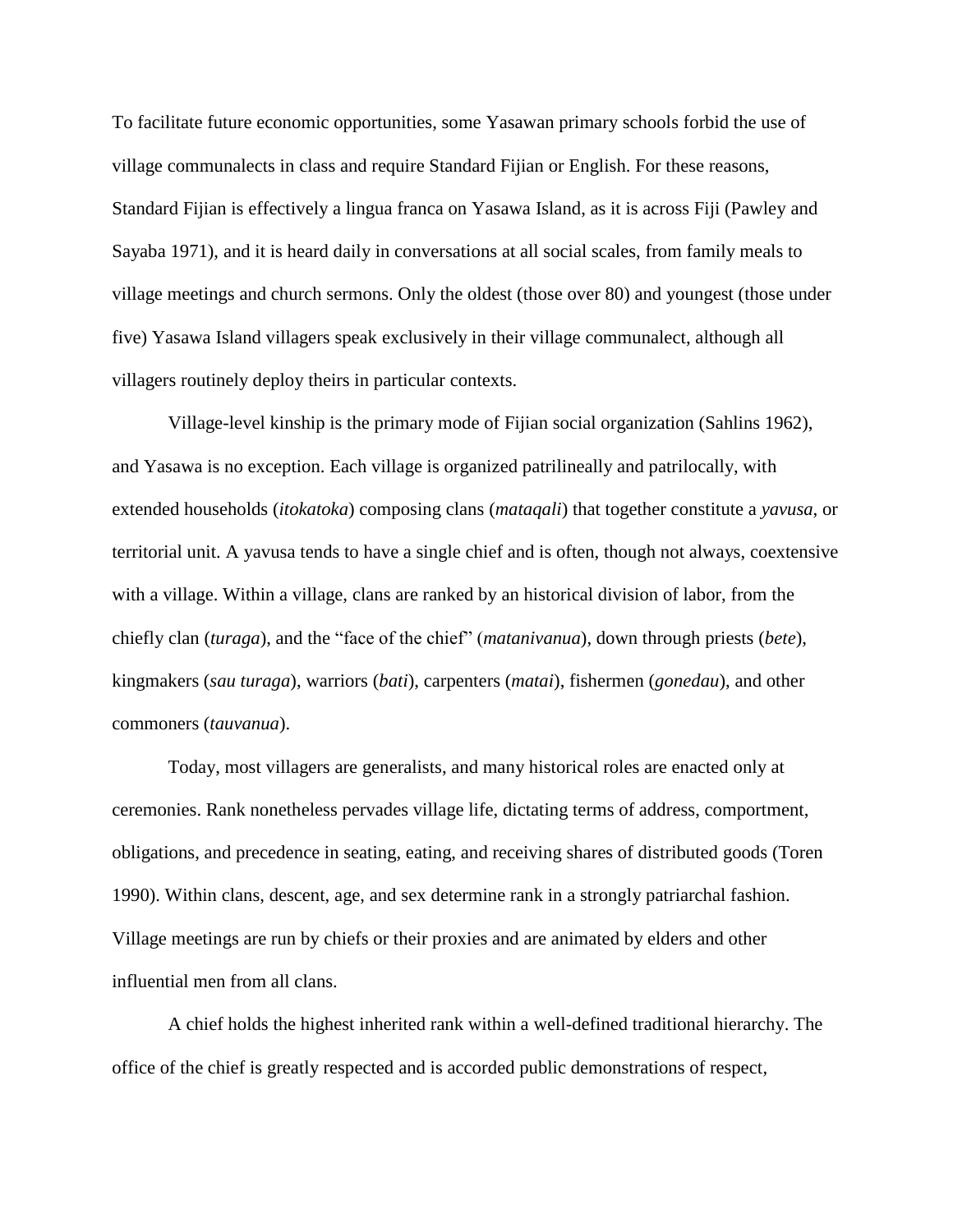To facilitate future economic opportunities, some Yasawan primary schools forbid the use of village communalects in class and require Standard Fijian or English. For these reasons, Standard Fijian is effectively a lingua franca on Yasawa Island, as it is across Fiji (Pawley and Sayaba 1971), and it is heard daily in conversations at all social scales, from family meals to village meetings and church sermons. Only the oldest (those over 80) and youngest (those under five) Yasawa Island villagers speak exclusively in their village communalect, although all villagers routinely deploy theirs in particular contexts.

Village-level kinship is the primary mode of Fijian social organization (Sahlins 1962), and Yasawa is no exception. Each village is organized patrilineally and patrilocally, with extended households (*itokatoka*) composing clans (*mataqali*) that together constitute a *yavusa*, or territorial unit. A yavusa tends to have a single chief and is often, though not always, coextensive with a village. Within a village, clans are ranked by an historical division of labor, from the chiefly clan (*turaga*), and the "face of the chief" (*matanivanua*), down through priests (*bete*), kingmakers (*sau turaga*), warriors (*bati*), carpenters (*matai*), fishermen (*gonedau*), and other commoners (*tauvanua*).

Today, most villagers are generalists, and many historical roles are enacted only at ceremonies. Rank nonetheless pervades village life, dictating terms of address, comportment, obligations, and precedence in seating, eating, and receiving shares of distributed goods (Toren 1990). Within clans, descent, age, and sex determine rank in a strongly patriarchal fashion. Village meetings are run by chiefs or their proxies and are animated by elders and other influential men from all clans.

A chief holds the highest inherited rank within a well-defined traditional hierarchy. The office of the chief is greatly respected and is accorded public demonstrations of respect,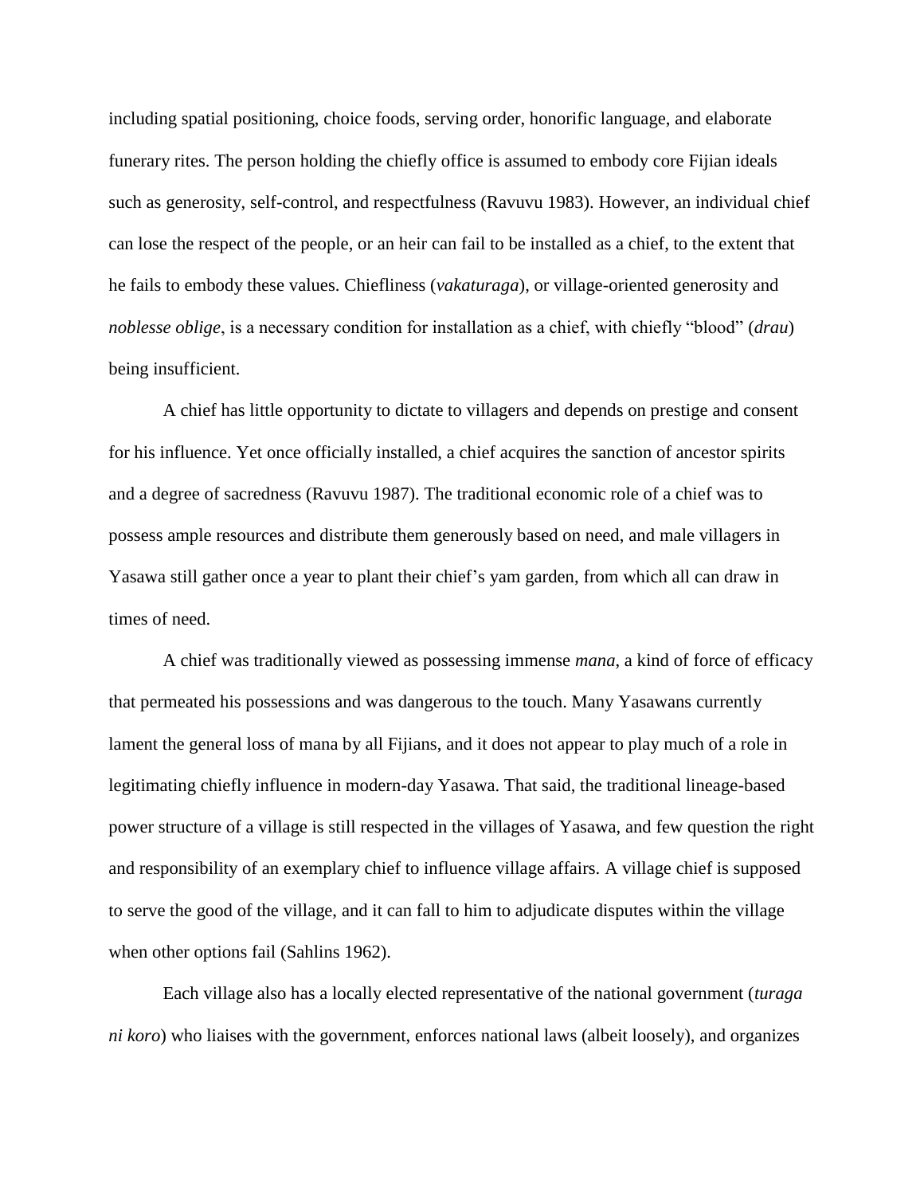including spatial positioning, choice foods, serving order, honorific language, and elaborate funerary rites. The person holding the chiefly office is assumed to embody core Fijian ideals such as generosity, self-control, and respectfulness (Ravuvu 1983). However, an individual chief can lose the respect of the people, or an heir can fail to be installed as a chief, to the extent that he fails to embody these values. Chiefliness (*vakaturaga*), or village-oriented generosity and *noblesse oblige*, is a necessary condition for installation as a chief, with chiefly "blood" (*drau*) being insufficient.

A chief has little opportunity to dictate to villagers and depends on prestige and consent for his influence. Yet once officially installed, a chief acquires the sanction of ancestor spirits and a degree of sacredness (Ravuvu 1987). The traditional economic role of a chief was to possess ample resources and distribute them generously based on need, and male villagers in Yasawa still gather once a year to plant their chief's yam garden, from which all can draw in times of need.

A chief was traditionally viewed as possessing immense *mana*, a kind of force of efficacy that permeated his possessions and was dangerous to the touch. Many Yasawans currently lament the general loss of mana by all Fijians, and it does not appear to play much of a role in legitimating chiefly influence in modern-day Yasawa. That said, the traditional lineage-based power structure of a village is still respected in the villages of Yasawa, and few question the right and responsibility of an exemplary chief to influence village affairs. A village chief is supposed to serve the good of the village, and it can fall to him to adjudicate disputes within the village when other options fail (Sahlins 1962).

Each village also has a locally elected representative of the national government (*turaga ni koro*) who liaises with the government, enforces national laws (albeit loosely), and organizes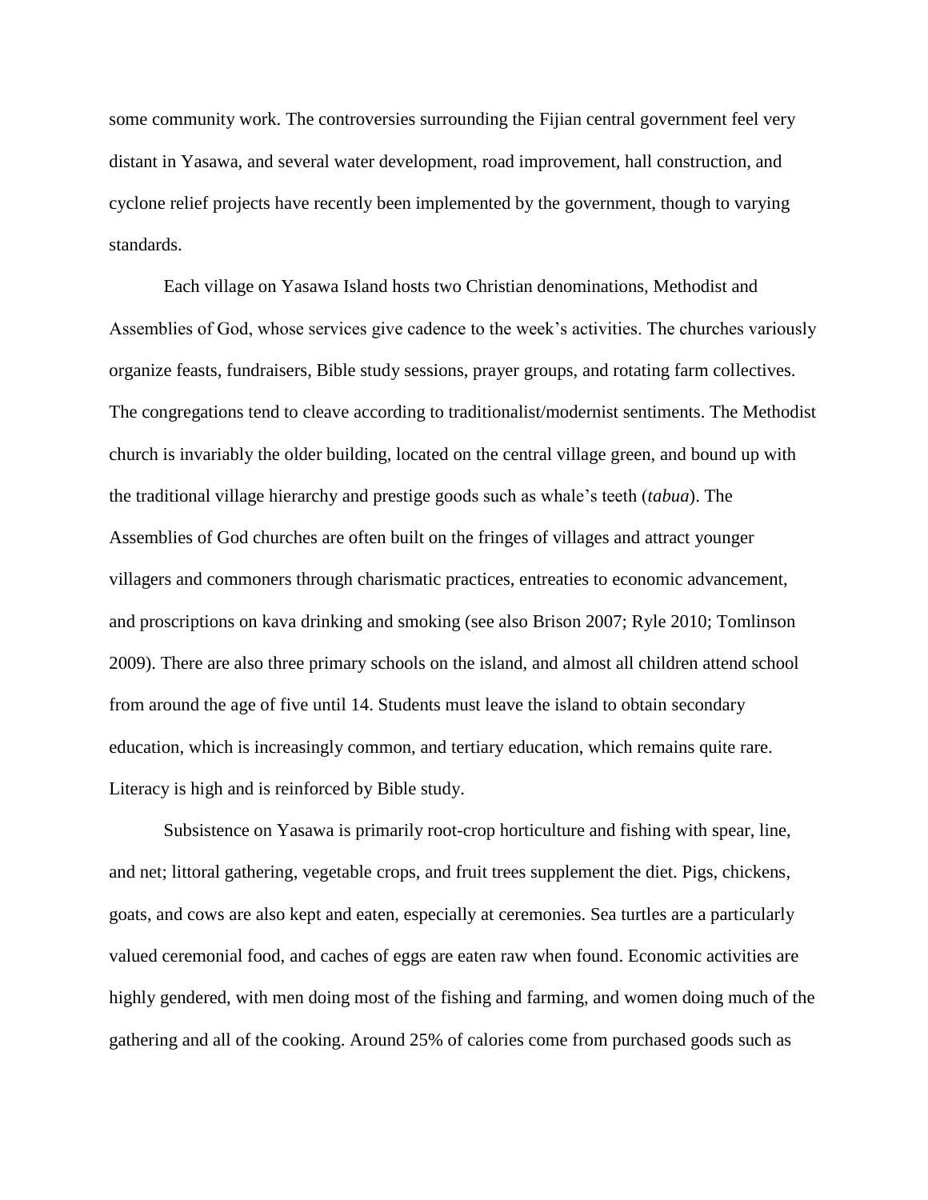some community work. The controversies surrounding the Fijian central government feel very distant in Yasawa, and several water development, road improvement, hall construction, and cyclone relief projects have recently been implemented by the government, though to varying standards.

Each village on Yasawa Island hosts two Christian denominations, Methodist and Assemblies of God, whose services give cadence to the week's activities. The churches variously organize feasts, fundraisers, Bible study sessions, prayer groups, and rotating farm collectives. The congregations tend to cleave according to traditionalist/modernist sentiments. The Methodist church is invariably the older building, located on the central village green, and bound up with the traditional village hierarchy and prestige goods such as whale's teeth (*tabua*). The Assemblies of God churches are often built on the fringes of villages and attract younger villagers and commoners through charismatic practices, entreaties to economic advancement, and proscriptions on kava drinking and smoking (see also Brison 2007; Ryle 2010; Tomlinson 2009). There are also three primary schools on the island, and almost all children attend school from around the age of five until 14. Students must leave the island to obtain secondary education, which is increasingly common, and tertiary education, which remains quite rare. Literacy is high and is reinforced by Bible study.

Subsistence on Yasawa is primarily root-crop horticulture and fishing with spear, line, and net; littoral gathering, vegetable crops, and fruit trees supplement the diet. Pigs, chickens, goats, and cows are also kept and eaten, especially at ceremonies. Sea turtles are a particularly valued ceremonial food, and caches of eggs are eaten raw when found. Economic activities are highly gendered, with men doing most of the fishing and farming, and women doing much of the gathering and all of the cooking. Around 25% of calories come from purchased goods such as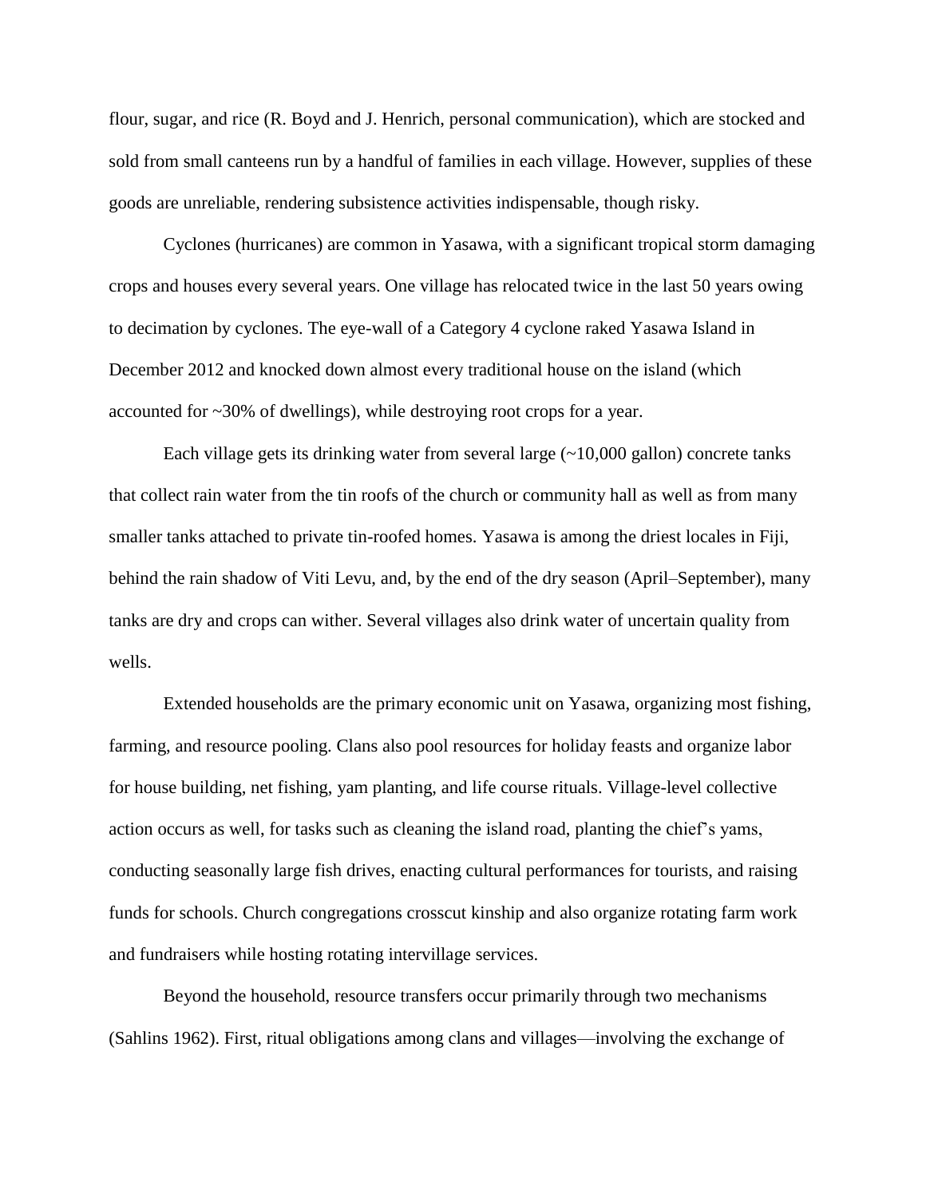flour, sugar, and rice (R. Boyd and J. Henrich, personal communication), which are stocked and sold from small canteens run by a handful of families in each village. However, supplies of these goods are unreliable, rendering subsistence activities indispensable, though risky.

Cyclones (hurricanes) are common in Yasawa, with a significant tropical storm damaging crops and houses every several years. One village has relocated twice in the last 50 years owing to decimation by cyclones. The eye-wall of a Category 4 cyclone raked Yasawa Island in December 2012 and knocked down almost every traditional house on the island (which accounted for ~30% of dwellings), while destroying root crops for a year.

Each village gets its drinking water from several large (~10,000 gallon) concrete tanks that collect rain water from the tin roofs of the church or community hall as well as from many smaller tanks attached to private tin-roofed homes. Yasawa is among the driest locales in Fiji, behind the rain shadow of Viti Levu, and, by the end of the dry season (April–September), many tanks are dry and crops can wither. Several villages also drink water of uncertain quality from wells.

Extended households are the primary economic unit on Yasawa, organizing most fishing, farming, and resource pooling. Clans also pool resources for holiday feasts and organize labor for house building, net fishing, yam planting, and life course rituals. Village-level collective action occurs as well, for tasks such as cleaning the island road, planting the chief's yams, conducting seasonally large fish drives, enacting cultural performances for tourists, and raising funds for schools. Church congregations crosscut kinship and also organize rotating farm work and fundraisers while hosting rotating intervillage services.

Beyond the household, resource transfers occur primarily through two mechanisms (Sahlins 1962). First, ritual obligations among clans and villages—involving the exchange of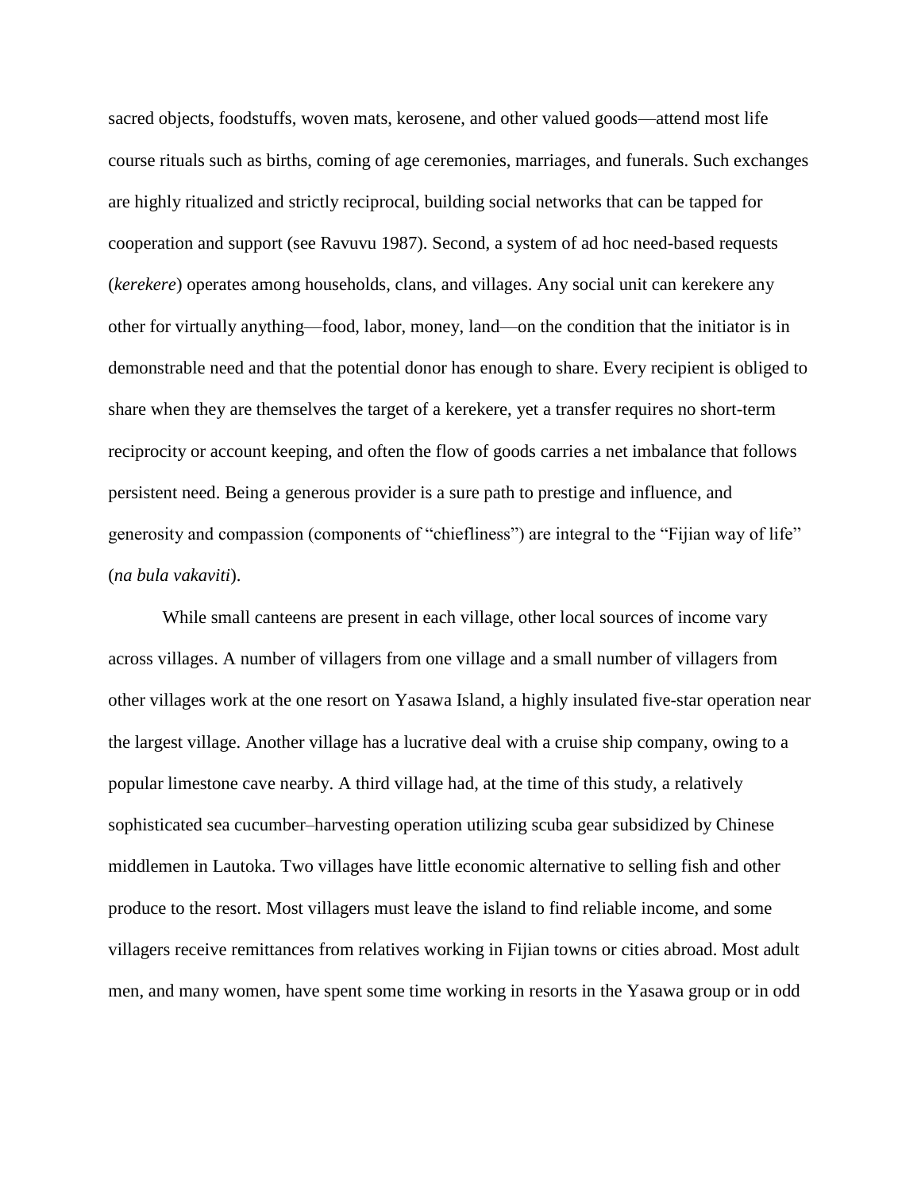sacred objects, foodstuffs, woven mats, kerosene, and other valued goods—attend most life course rituals such as births, coming of age ceremonies, marriages, and funerals. Such exchanges are highly ritualized and strictly reciprocal, building social networks that can be tapped for cooperation and support (see Ravuvu 1987). Second, a system of ad hoc need-based requests (*kerekere*) operates among households, clans, and villages. Any social unit can kerekere any other for virtually anything—food, labor, money, land—on the condition that the initiator is in demonstrable need and that the potential donor has enough to share. Every recipient is obliged to share when they are themselves the target of a kerekere, yet a transfer requires no short-term reciprocity or account keeping, and often the flow of goods carries a net imbalance that follows persistent need. Being a generous provider is a sure path to prestige and influence, and generosity and compassion (components of "chiefliness") are integral to the "Fijian way of life" (*na bula vakaviti*).

While small canteens are present in each village, other local sources of income vary across villages. A number of villagers from one village and a small number of villagers from other villages work at the one resort on Yasawa Island, a highly insulated five-star operation near the largest village. Another village has a lucrative deal with a cruise ship company, owing to a popular limestone cave nearby. A third village had, at the time of this study, a relatively sophisticated sea cucumber–harvesting operation utilizing scuba gear subsidized by Chinese middlemen in Lautoka. Two villages have little economic alternative to selling fish and other produce to the resort. Most villagers must leave the island to find reliable income, and some villagers receive remittances from relatives working in Fijian towns or cities abroad. Most adult men, and many women, have spent some time working in resorts in the Yasawa group or in odd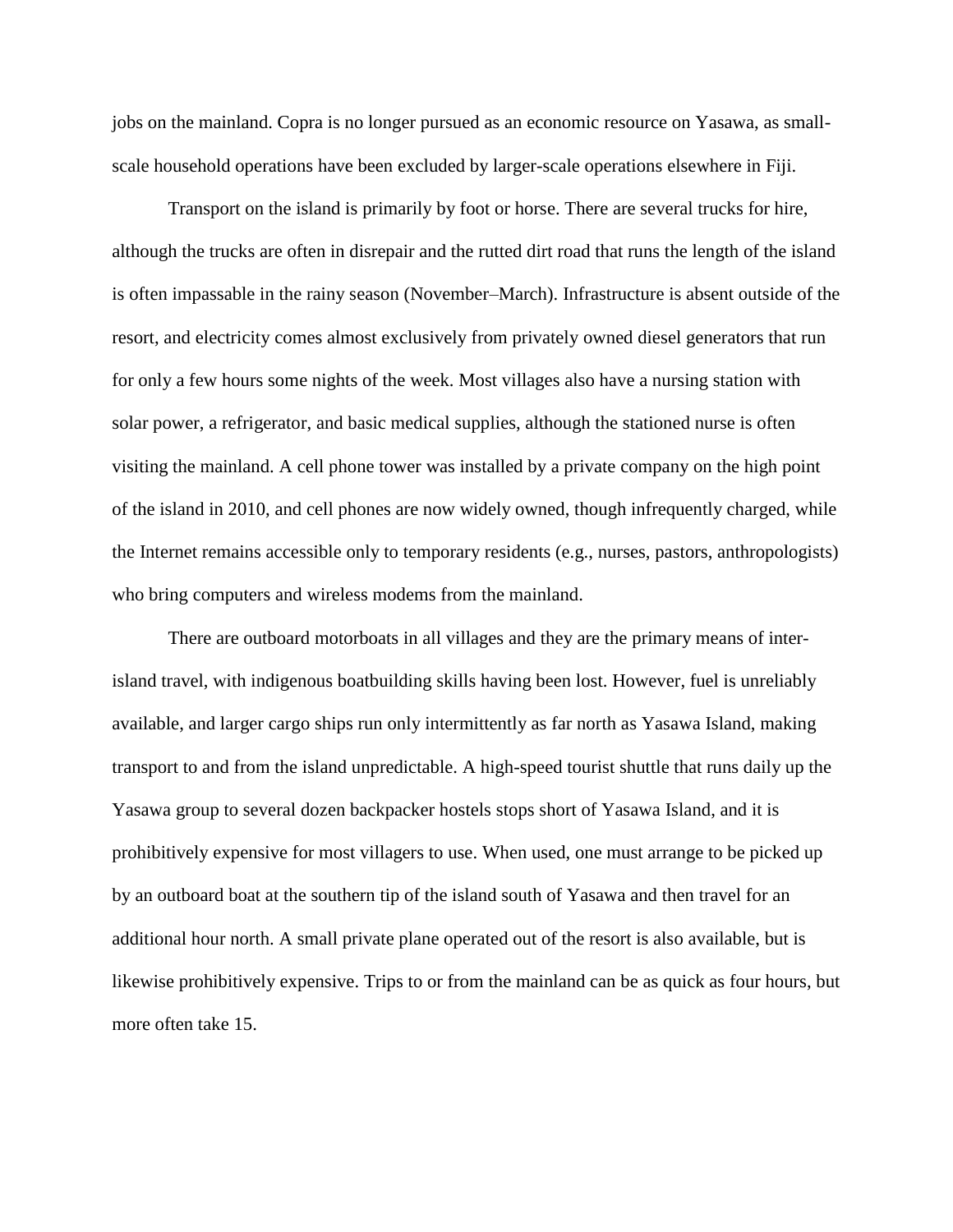jobs on the mainland. Copra is no longer pursued as an economic resource on Yasawa, as small-scale household operations have been excluded by larger-scale operations elsewhere in Fiji.

Transport on the island is primarily by foot or horse. There are several trucks for hire, although the trucks are often in disrepair and the rutted dirt road that runs the length of the island is often impassable in the rainy season (November–March). Infrastructure is absent outside of the resort, and electricity comes almost exclusively from privately owned diesel generators that run for only a few hours some nights of the week. Most villages also have a nursing station with solar power, a refrigerator, and basic medical supplies, although the stationed nurse is often visiting the mainland. A cell phone tower was installed by a private company on the high point of the island in 2010, and cell phones are now widely owned, though infrequently charged, while the Internet remains accessible only to temporary residents (e.g., nurses, pastors, anthropologists) who bring computers and wireless modems from the mainland.

There are outboard motorboats in all villages and they are the primary means of inter-island travel, with indigenous boatbuilding skills having been lost. However, fuel is unreliably available, and larger cargo ships run only intermittently as far north as Yasawa Island, making transport to and from the island unpredictable. A high-speed tourist shuttle that runs daily up the Yasawa group to several dozen backpacker hostels stops short of Yasawa Island, and it is prohibitively expensive for most villagers to use. When used, one must arrange to be picked up by an outboard boat at the southern tip of the island south of Yasawa and then travel for an additional hour north. A small private plane operated out of the resort is also available, but is likewise prohibitively expensive. Trips to or from the mainland can be as quick as four hours, but more often take 15.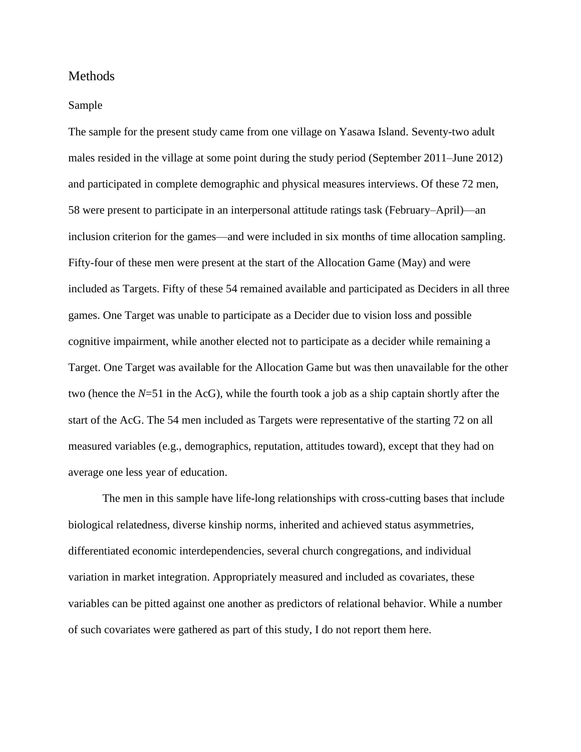## Methods

### Sample

The sample for the present study came from one village on Yasawa Island. Seventy-two adult males resided in the village at some point during the study period (September 2011–June 2012) and participated in complete demographic and physical measures interviews. Of these 72 men, 58 were present to participate in an interpersonal attitude ratings task (February–April)—an inclusion criterion for the games—and were included in six months of time allocation sampling. Fifty-four of these men were present at the start of the Allocation Game (May) and were included as Targets. Fifty of these 54 remained available and participated as Deciders in all three games. One Target was unable to participate as a Decider due to vision loss and possible cognitive impairment, while another elected not to participate as a decider while remaining a Target. One Target was available for the Allocation Game but was then unavailable for the other two (hence the $N$=51 in the AcG), while the fourth took a job as a ship captain shortly after the start of the AcG. The 54 men included as Targets were representative of the starting 72 on all measured variables (e.g., demographics, reputation, attitudes toward), except that they had on average one less year of education.

The men in this sample have life-long relationships with cross-cutting bases that include biological relatedness, diverse kinship norms, inherited and achieved status asymmetries, differentiated economic interdependencies, several church congregations, and individual variation in market integration. Appropriately measured and included as covariates, these variables can be pitted against one another as predictors of relational behavior. While a number of such covariates were gathered as part of this study, I do not report them here.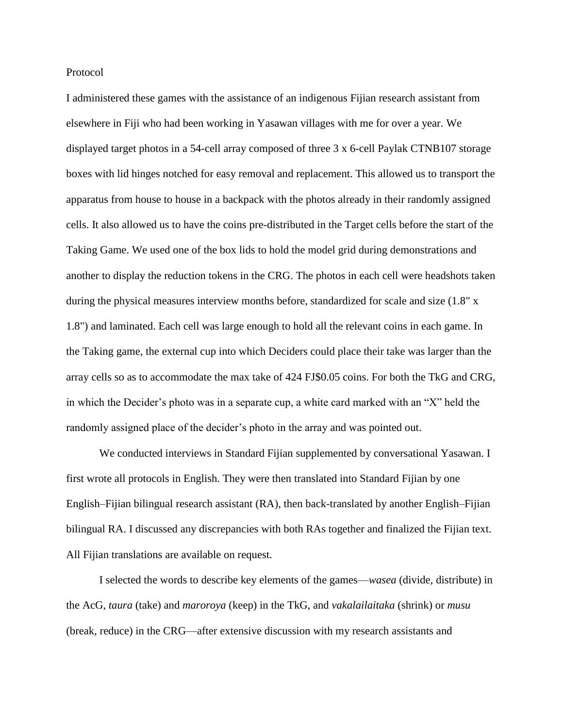Protocol

I administered these games with the assistance of an indigenous Fijian research assistant from elsewhere in Fiji who had been working in Yasawan villages with me for over a year. We displayed target photos in a 54-cell array composed of three 3 x 6-cell Paylak CTNB107 storage boxes with lid hinges notched for easy removal and replacement. This allowed us to transport the apparatus from house to house in a backpack with the photos already in their randomly assigned cells. It also allowed us to have the coins pre-distributed in the Target cells before the start of the Taking Game. We used one of the box lids to hold the model grid during demonstrations and another to display the reduction tokens in the CRG. The photos in each cell were headshots taken during the physical measures interview months before, standardized for scale and size (1.8" x 1.8") and laminated. Each cell was large enough to hold all the relevant coins in each game. In the Taking game, the external cup into which Deciders could place their take was larger than the array cells so as to accommodate the max take of 424 FJ$0.05 coins. For both the TkG and CRG, in which the Decider's photo was in a separate cup, a white card marked with an "X" held the randomly assigned place of the decider's photo in the array and was pointed out.

We conducted interviews in Standard Fijian supplemented by conversational Yasawan. I first wrote all protocols in English. They were then translated into Standard Fijian by one English–Fijian bilingual research assistant (RA), then back-translated by another English–Fijian bilingual RA. I discussed any discrepancies with both RAs together and finalized the Fijian text. All Fijian translations are available on request.

I selected the words to describe key elements of the games—*wasea* (divide, distribute) in the AcG, *taura* (take) and *maroroya* (keep) in the TkG, and *vakalailaitaka* (shrink) or *musu* (break, reduce) in the CRG—after extensive discussion with my research assistants and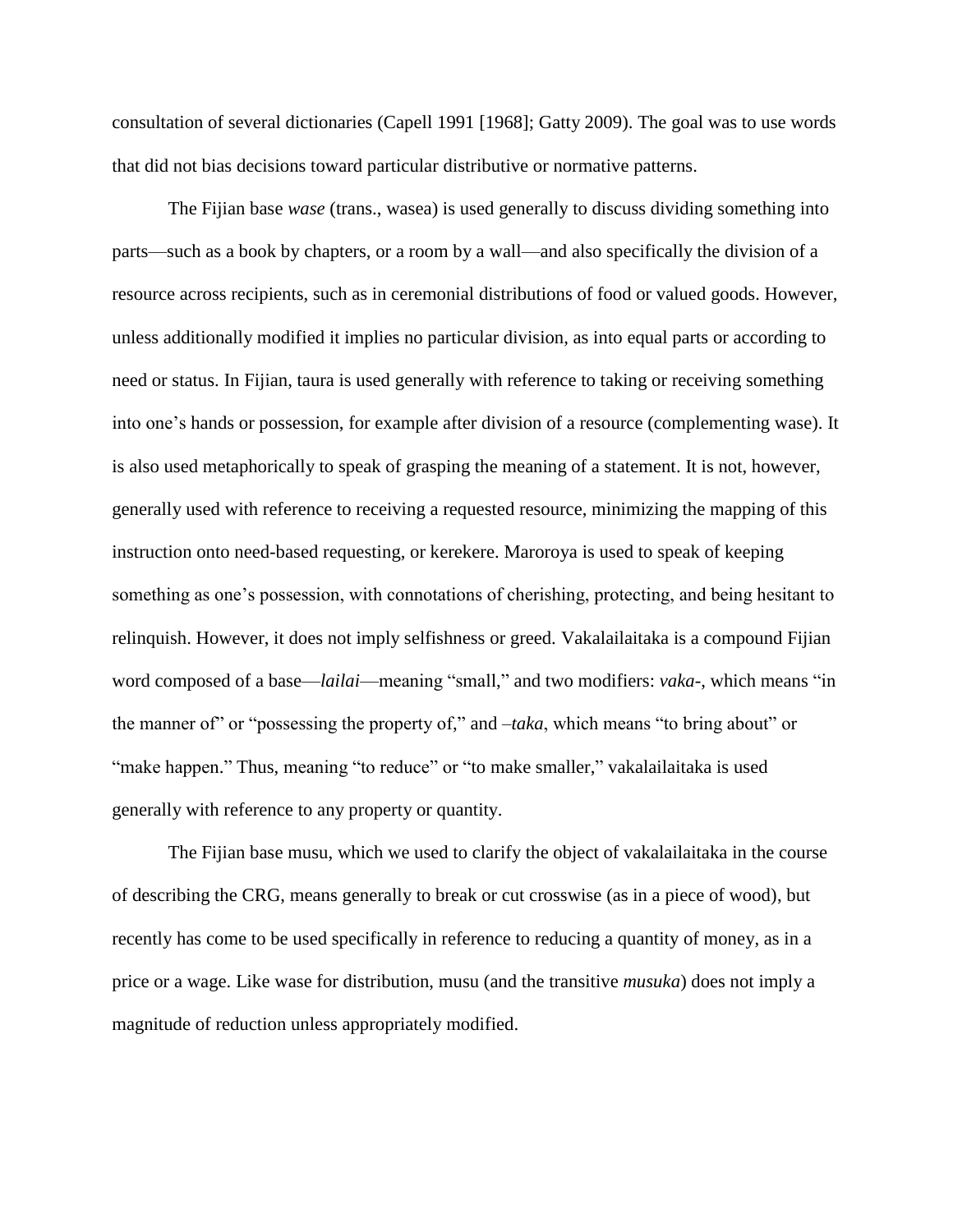consultation of several dictionaries (Capell 1991 [1968]; Gatty 2009). The goal was to use words that did not bias decisions toward particular distributive or normative patterns.

The Fijian base *wase* (trans., wasea) is used generally to discuss dividing something into parts—such as a book by chapters, or a room by a wall—and also specifically the division of a resource across recipients, such as in ceremonial distributions of food or valued goods. However, unless additionally modified it implies no particular division, as into equal parts or according to need or status. In Fijian, taura is used generally with reference to taking or receiving something into one's hands or possession, for example after division of a resource (complementing wase). It is also used metaphorically to speak of grasping the meaning of a statement. It is not, however, generally used with reference to receiving a requested resource, minimizing the mapping of this instruction onto need-based requesting, or kerekere. Maroroya is used to speak of keeping something as one's possession, with connotations of cherishing, protecting, and being hesitant to relinquish. However, it does not imply selfishness or greed. Vakalailaitaka is a compound Fijian word composed of a base—*lailai*—meaning "small," and two modifiers: *vaka-*, which means "in the manner of" or "possessing the property of," and *–taka*, which means "to bring about" or "make happen." Thus, meaning "to reduce" or "to make smaller," vakalailaitaka is used generally with reference to any property or quantity.

The Fijian base musu, which we used to clarify the object of vakalailaitaka in the course of describing the CRG, means generally to break or cut crosswise (as in a piece of wood), but recently has come to be used specifically in reference to reducing a quantity of money, as in a price or a wage. Like wase for distribution, musu (and the transitive *musuka*) does not imply a magnitude of reduction unless appropriately modified.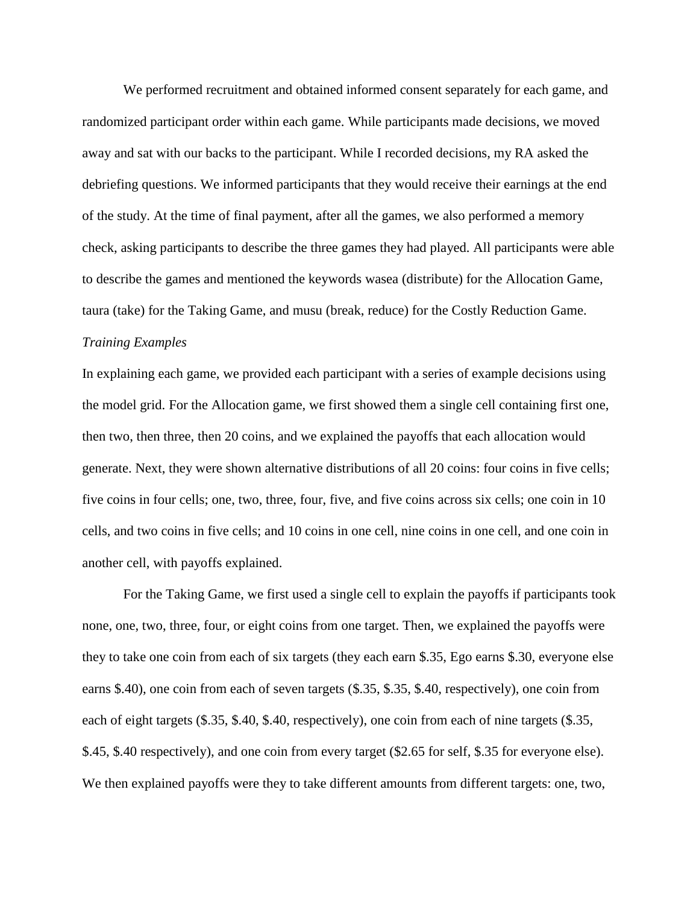We performed recruitment and obtained informed consent separately for each game, and randomized participant order within each game. While participants made decisions, we moved away and sat with our backs to the participant. While I recorded decisions, my RA asked the debriefing questions. We informed participants that they would receive their earnings at the end of the study. At the time of final payment, after all the games, we also performed a memory check, asking participants to describe the three games they had played. All participants were able to describe the games and mentioned the keywords wasea (distribute) for the Allocation Game, taura (take) for the Taking Game, and musu (break, reduce) for the Costly Reduction Game.

*Training Examples*

In explaining each game, we provided each participant with a series of example decisions using the model grid. For the Allocation game, we first showed them a single cell containing first one, then two, then three, then 20 coins, and we explained the payoffs that each allocation would generate. Next, they were shown alternative distributions of all 20 coins: four coins in five cells; five coins in four cells; one, two, three, four, five, and five coins across six cells; one coin in 10 cells, and two coins in five cells; and 10 coins in one cell, nine coins in one cell, and one coin in another cell, with payoffs explained.

For the Taking Game, we first used a single cell to explain the payoffs if participants took none, one, two, three, four, or eight coins from one target. Then, we explained the payoffs were they to take one coin from each of six targets (they each earn \$.35, Ego earns \$.30, everyone else earns \$.40), one coin from each of seven targets (\$.35, \$.35, \$.40, respectively), one coin from each of eight targets (\$.35, \$.40, \$.40, respectively), one coin from each of nine targets (\$.35, \$.45, \$.40 respectively), and one coin from every target (\$2.65 for self, \$.35 for everyone else). We then explained payoffs were they to take different amounts from different targets: one, two,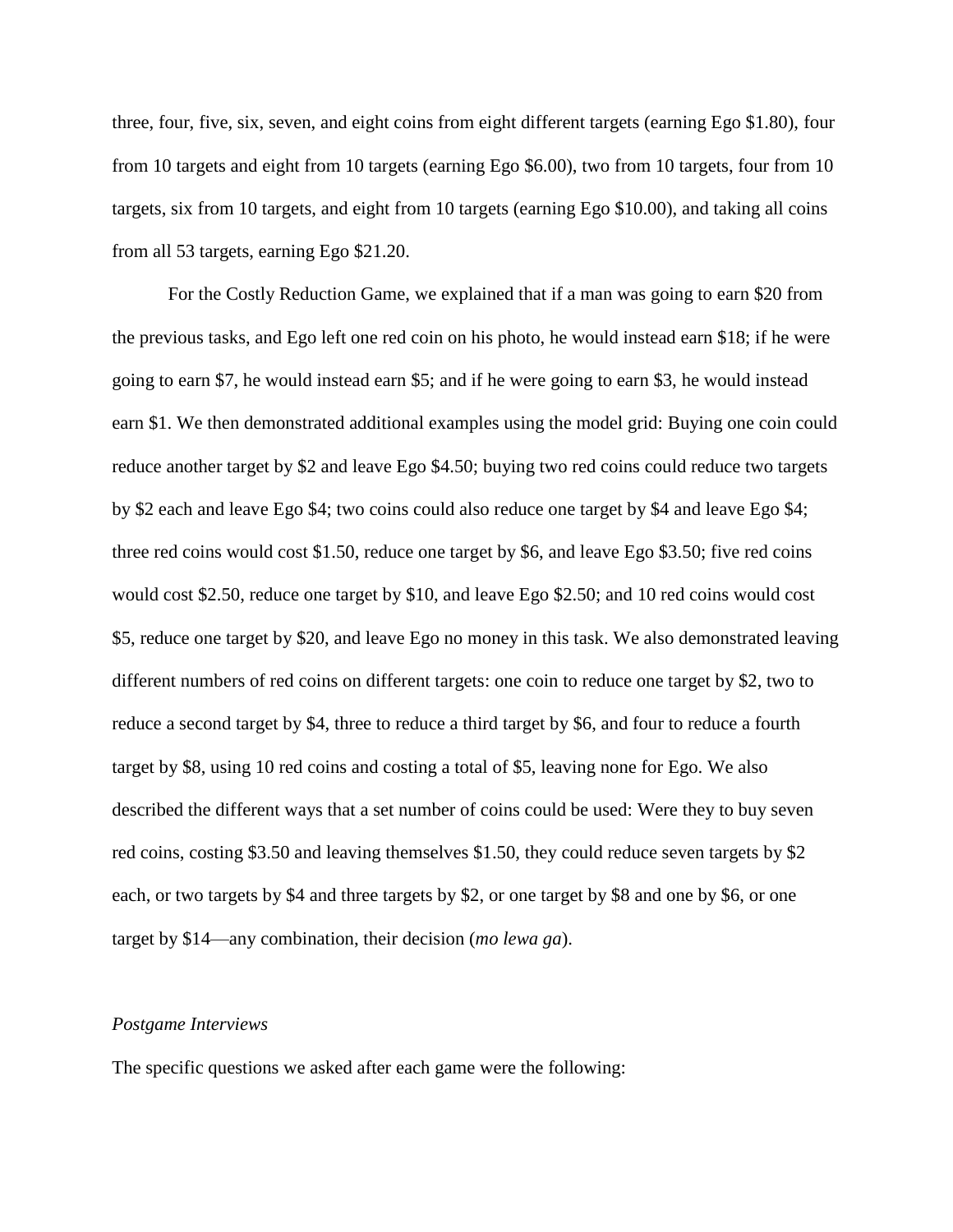three, four, five, six, seven, and eight coins from eight different targets (earning Ego $1.80), four from 10 targets and eight from 10 targets (earning Ego $6.00), two from 10 targets, four from 10 targets, six from 10 targets, and eight from 10 targets (earning Ego $10.00), and taking all coins from all 53 targets, earning Ego $21.20.

For the Costly Reduction Game, we explained that if a man was going to earn $20 from the previous tasks, and Ego left one red coin on his photo, he would instead earn $18; if he were going to earn $7, he would instead earn $5; and if he were going to earn $3, he would instead earn $1. We then demonstrated additional examples using the model grid: Buying one coin could reduce another target by $2 and leave Ego $4.50; buying two red coins could reduce two targets by $2 each and leave Ego $4; two coins could also reduce one target by $4 and leave Ego $4; three red coins would cost $1.50, reduce one target by $6, and leave Ego $3.50; five red coins would cost $2.50, reduce one target by $10, and leave Ego $2.50; and 10 red coins would cost $5, reduce one target by $20, and leave Ego no money in this task. We also demonstrated leaving different numbers of red coins on different targets: one coin to reduce one target by $2, two to reduce a second target by $4, three to reduce a third target by $6, and four to reduce a fourth target by $8, using 10 red coins and costing a total of $5, leaving none for Ego. We also described the different ways that a set number of coins could be used: Were they to buy seven red coins, costing $3.50 and leaving themselves $1.50, they could reduce seven targets by $2 each, or two targets by $4 and three targets by $2, or one target by $8 and one by $6, or one target by $14—any combination, their decision (*mo lewa ga*).

*Postgame Interviews*

The specific questions we asked after each game were the following: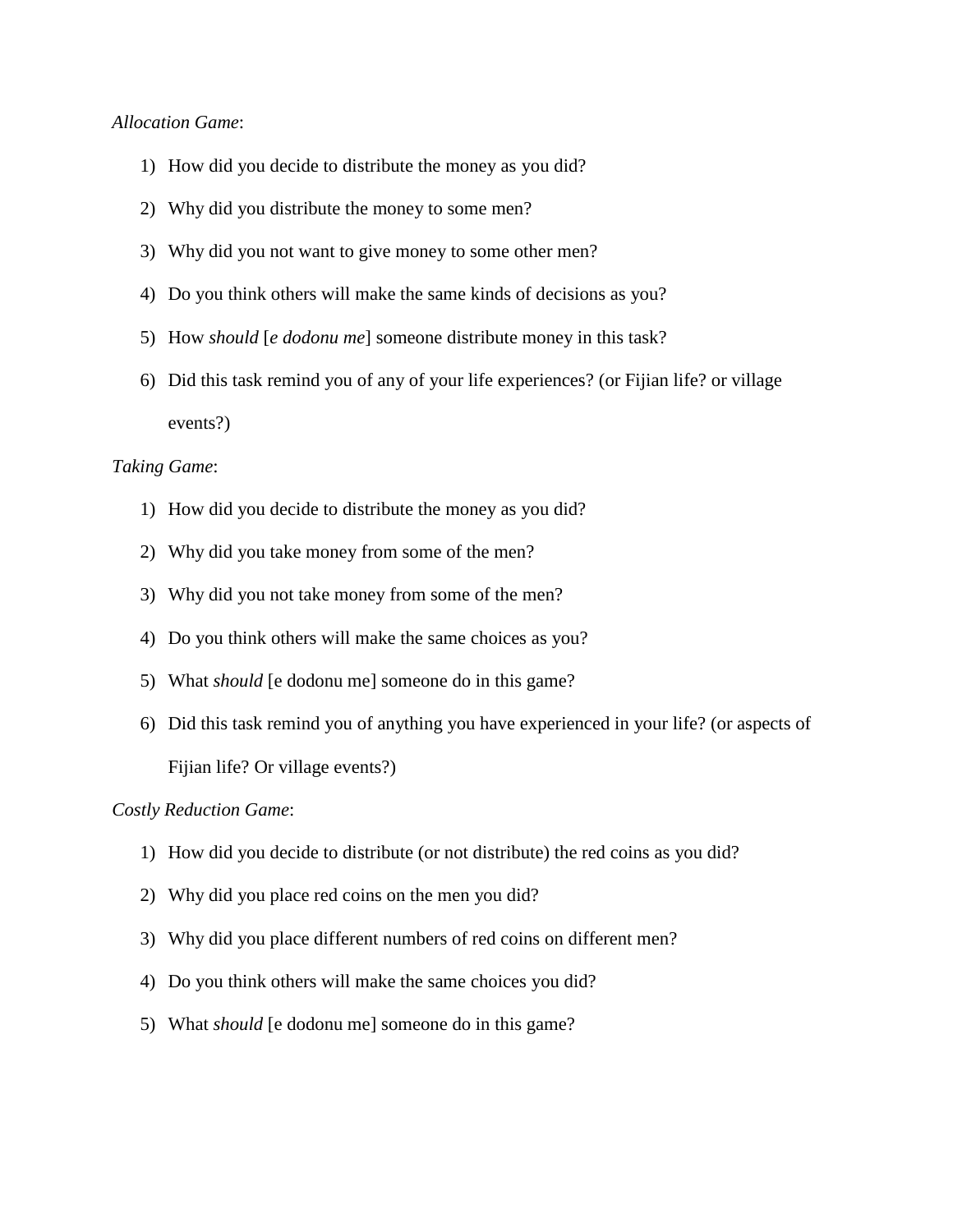*Allocation Game*:

1) How did you decide to distribute the money as you did?
2) Why did you distribute the money to some men?
3) Why did you not want to give money to some other men?
4) Do you think others will make the same kinds of decisions as you?
5) How *should* [*e dodonu me*] someone distribute money in this task?
6) Did this task remind you of any of your life experiences? (or Fijian life? or village events?)

*Taking Game*:

1) How did you decide to distribute the money as you did?
2) Why did you take money from some of the men?
3) Why did you not take money from some of the men?
4) Do you think others will make the same choices as you?
5) What *should* [e dodonu me] someone do in this game?
6) Did this task remind you of anything you have experienced in your life? (or aspects of Fijian life? Or village events?)

*Costly Reduction Game*:

1) How did you decide to distribute (or not distribute) the red coins as you did?
2) Why did you place red coins on the men you did?
3) Why did you place different numbers of red coins on different men?
4) Do you think others will make the same choices you did?
5) What *should* [e dodonu me] someone do in this game?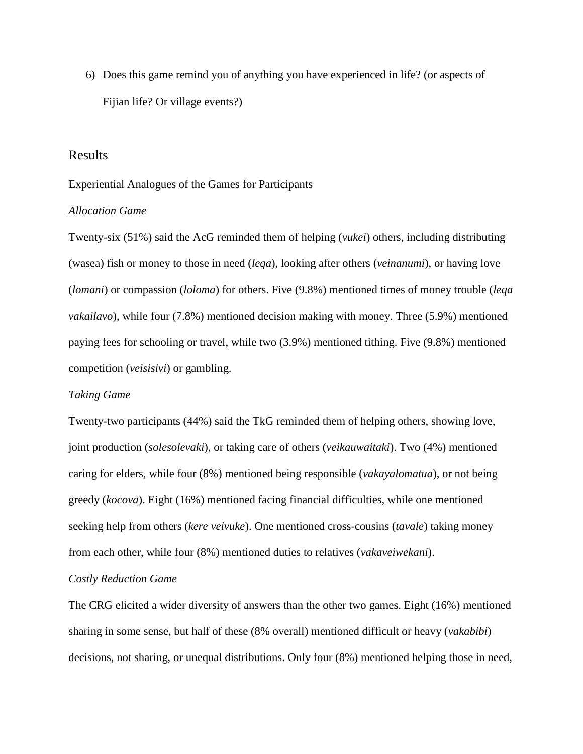6) Does this game remind you of anything you have experienced in life? (or aspects of Fijian life? Or village events?)

## Results

### Experiential Analogues of the Games for Participants

#### *Allocation Game*

Twenty-six (51%) said the AcG reminded them of helping (*vukei*) others, including distributing (wasea) fish or money to those in need (*leqa*), looking after others (*veinanumi*), or having love (*lomani*) or compassion (*loloma*) for others. Five (9.8%) mentioned times of money trouble (*leqa vakailavo*), while four (7.8%) mentioned decision making with money. Three (5.9%) mentioned paying fees for schooling or travel, while two (3.9%) mentioned tithing. Five (9.8%) mentioned competition (*veisisivi*) or gambling.

#### *Taking Game*

Twenty-two participants (44%) said the TkG reminded them of helping others, showing love, joint production (*solesolevaki*), or taking care of others (*veikauwaitaki*). Two (4%) mentioned caring for elders, while four (8%) mentioned being responsible (*vakayalomatua*), or not being greedy (*kocova*). Eight (16%) mentioned facing financial difficulties, while one mentioned seeking help from others (*kere veivuke*). One mentioned cross-cousins (*tavale*) taking money from each other, while four (8%) mentioned duties to relatives (*vakaveiwekani*).

#### *Costly Reduction Game*

The CRG elicited a wider diversity of answers than the other two games. Eight (16%) mentioned sharing in some sense, but half of these (8% overall) mentioned difficult or heavy (*vakabibi*) decisions, not sharing, or unequal distributions. Only four (8%) mentioned helping those in need,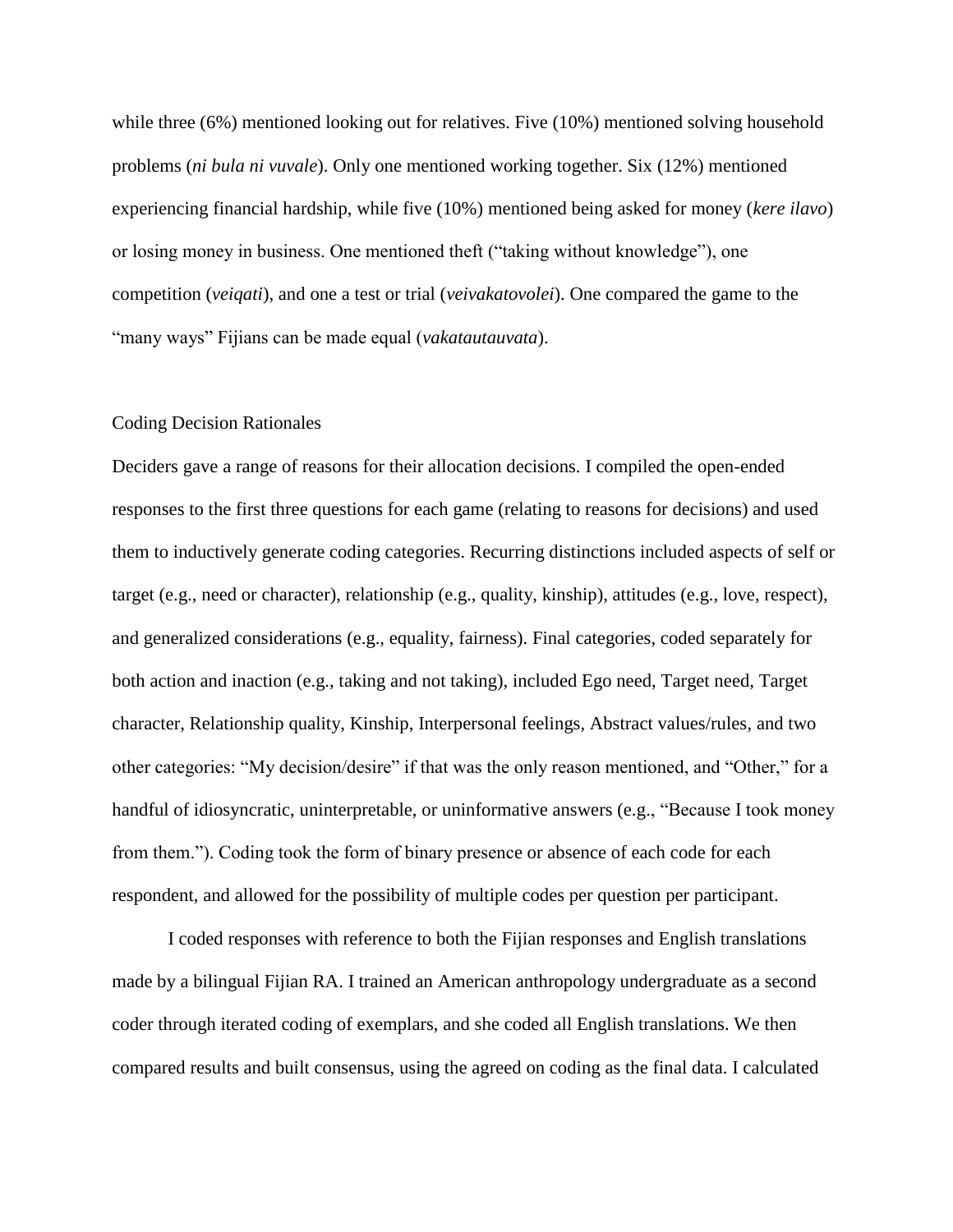while three (6%) mentioned looking out for relatives. Five (10%) mentioned solving household problems (*ni bula ni vuvale*). Only one mentioned working together. Six (12%) mentioned experiencing financial hardship, while five (10%) mentioned being asked for money (*kere ilavo*) or losing money in business. One mentioned theft ("taking without knowledge"), one competition (*veiqati*), and one a test or trial (*veivakatovolei*). One compared the game to the "many ways" Fijians can be made equal (*vakatautauvata*).

## Coding Decision Rationales

Deciders gave a range of reasons for their allocation decisions. I compiled the open-ended responses to the first three questions for each game (relating to reasons for decisions) and used them to inductively generate coding categories. Recurring distinctions included aspects of self or target (e.g., need or character), relationship (e.g., quality, kinship), attitudes (e.g., love, respect), and generalized considerations (e.g., equality, fairness). Final categories, coded separately for both action and inaction (e.g., taking and not taking), included Ego need, Target need, Target character, Relationship quality, Kinship, Interpersonal feelings, Abstract values/rules, and two other categories: "My decision/desire" if that was the only reason mentioned, and "Other," for a handful of idiosyncratic, uninterpretable, or uninformative answers (e.g., "Because I took money from them."). Coding took the form of binary presence or absence of each code for each respondent, and allowed for the possibility of multiple codes per question per participant.

I coded responses with reference to both the Fijian responses and English translations made by a bilingual Fijian RA. I trained an American anthropology undergraduate as a second coder through iterated coding of exemplars, and she coded all English translations. We then compared results and built consensus, using the agreed on coding as the final data. I calculated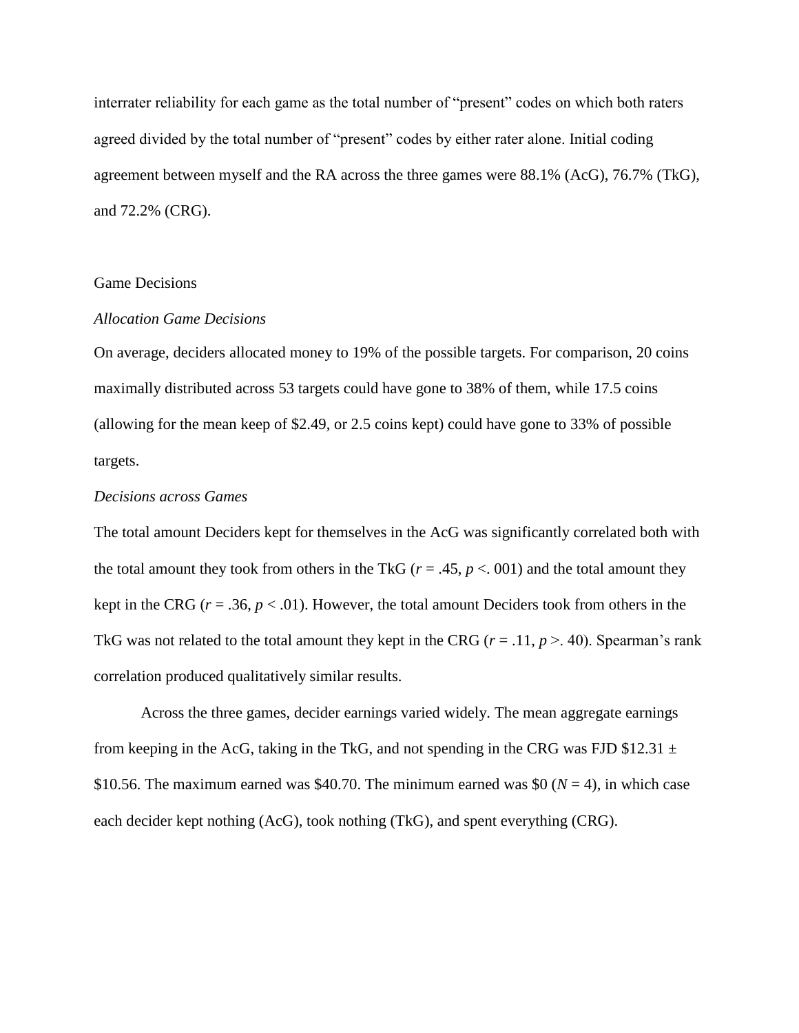interrater reliability for each game as the total number of "present" codes on which both raters agreed divided by the total number of "present" codes by either rater alone. Initial coding agreement between myself and the RA across the three games were 88.1% (AcG), 76.7% (TkG), and 72.2% (CRG).

## Game Decisions

### *Allocation Game Decisions*

On average, deciders allocated money to 19% of the possible targets. For comparison, 20 coins maximally distributed across 53 targets could have gone to 38% of them, while 17.5 coins (allowing for the mean keep of $2.49, or 2.5 coins kept) could have gone to 33% of possible targets.

### *Decisions across Games*

The total amount Deciders kept for themselves in the AcG was significantly correlated both with the total amount they took from others in the TkG ($r = .45$, $p <. 001$) and the total amount they kept in the CRG ($r = .36$, $p < .01$). However, the total amount Deciders took from others in the TkG was not related to the total amount they kept in the CRG ($r = .11$, $p >. 40$). Spearman's rank correlation produced qualitatively similar results.

Across the three games, decider earnings varied widely. The mean aggregate earnings from keeping in the AcG, taking in the TkG, and not spending in the CRG was FJD $12.31 ± $10.56. The maximum earned was $40.70. The minimum earned was $0 ($N = 4$), in which case each decider kept nothing (AcG), took nothing (TkG), and spent everything (CRG).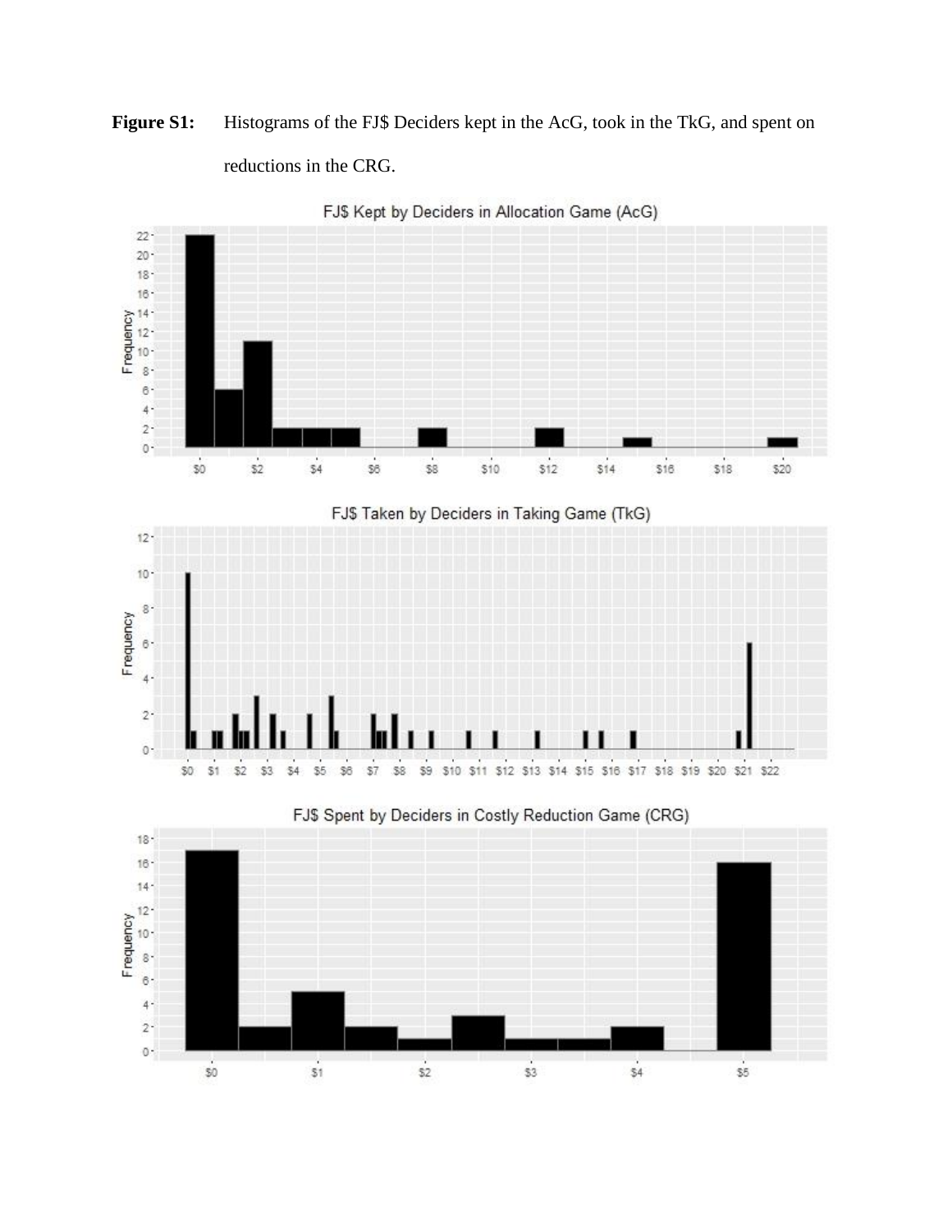**Figure S1:** Histograms of the FJ$ Deciders kept in the AcG, took in the TkG, and spent on reductions in the CRG.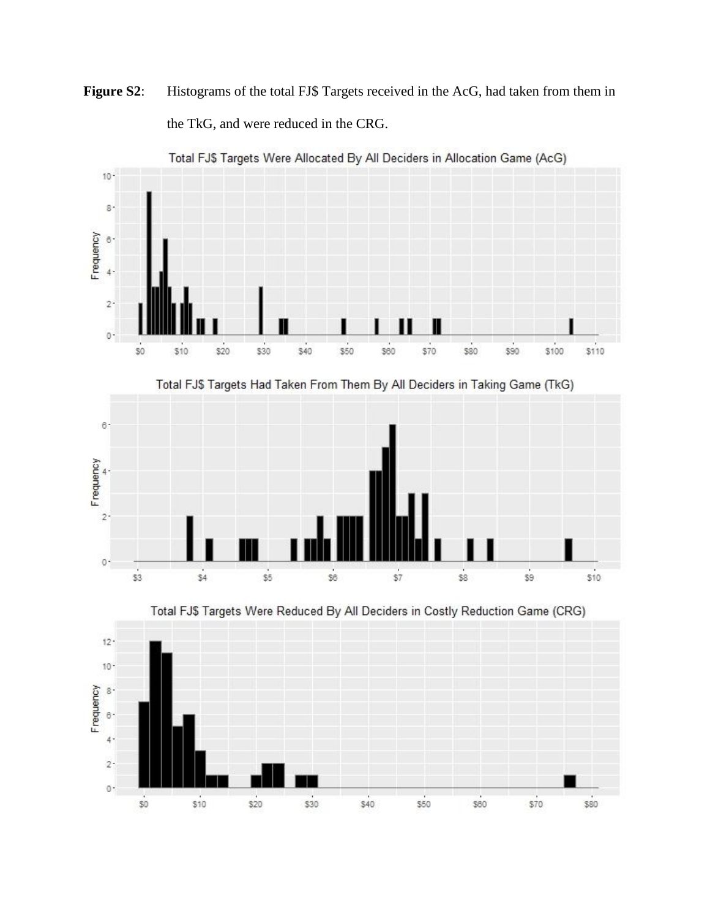**Figure S2**: Histograms of the total FJ$ Targets received in the AcG, had taken from them in the TkG, and were reduced in the CRG.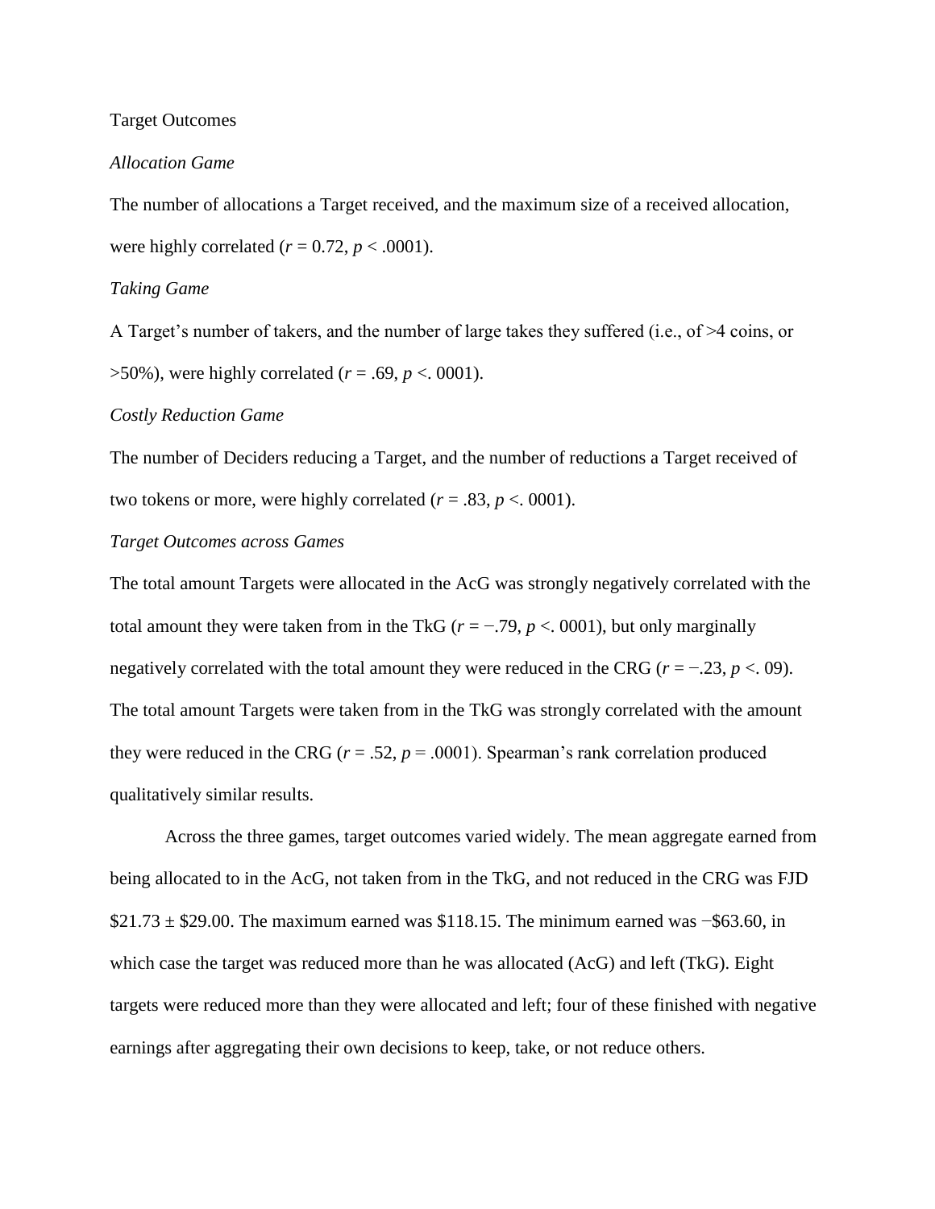Target Outcomes

*Allocation Game*

The number of allocations a Target received, and the maximum size of a received allocation, were highly correlated ($r = 0.72$, $p < .0001$).

*Taking Game*

A Target's number of takers, and the number of large takes they suffered (i.e., of >4 coins, or >50%), were highly correlated ($r = .69$, $p <. 0001$).

*Costly Reduction Game*

The number of Deciders reducing a Target, and the number of reductions a Target received of two tokens or more, were highly correlated ($r = .83$, $p <. 0001$).

*Target Outcomes across Games*

The total amount Targets were allocated in the AcG was strongly negatively correlated with the total amount they were taken from in the TkG ($r = -.79$, $p <. 0001$), but only marginally negatively correlated with the total amount they were reduced in the CRG ($r = -.23$, $p <. 09$). The total amount Targets were taken from in the TkG was strongly correlated with the amount they were reduced in the CRG ($r = .52$, $p = .0001$). Spearman's rank correlation produced qualitatively similar results.

Across the three games, target outcomes varied widely. The mean aggregate earned from being allocated to in the AcG, not taken from in the TkG, and not reduced in the CRG was FJD \$21.73 ± \$29.00. The maximum earned was \$118.15. The minimum earned was −\$63.60, in which case the target was reduced more than he was allocated (AcG) and left (TkG). Eight targets were reduced more than they were allocated and left; four of these finished with negative earnings after aggregating their own decisions to keep, take, or not reduce others.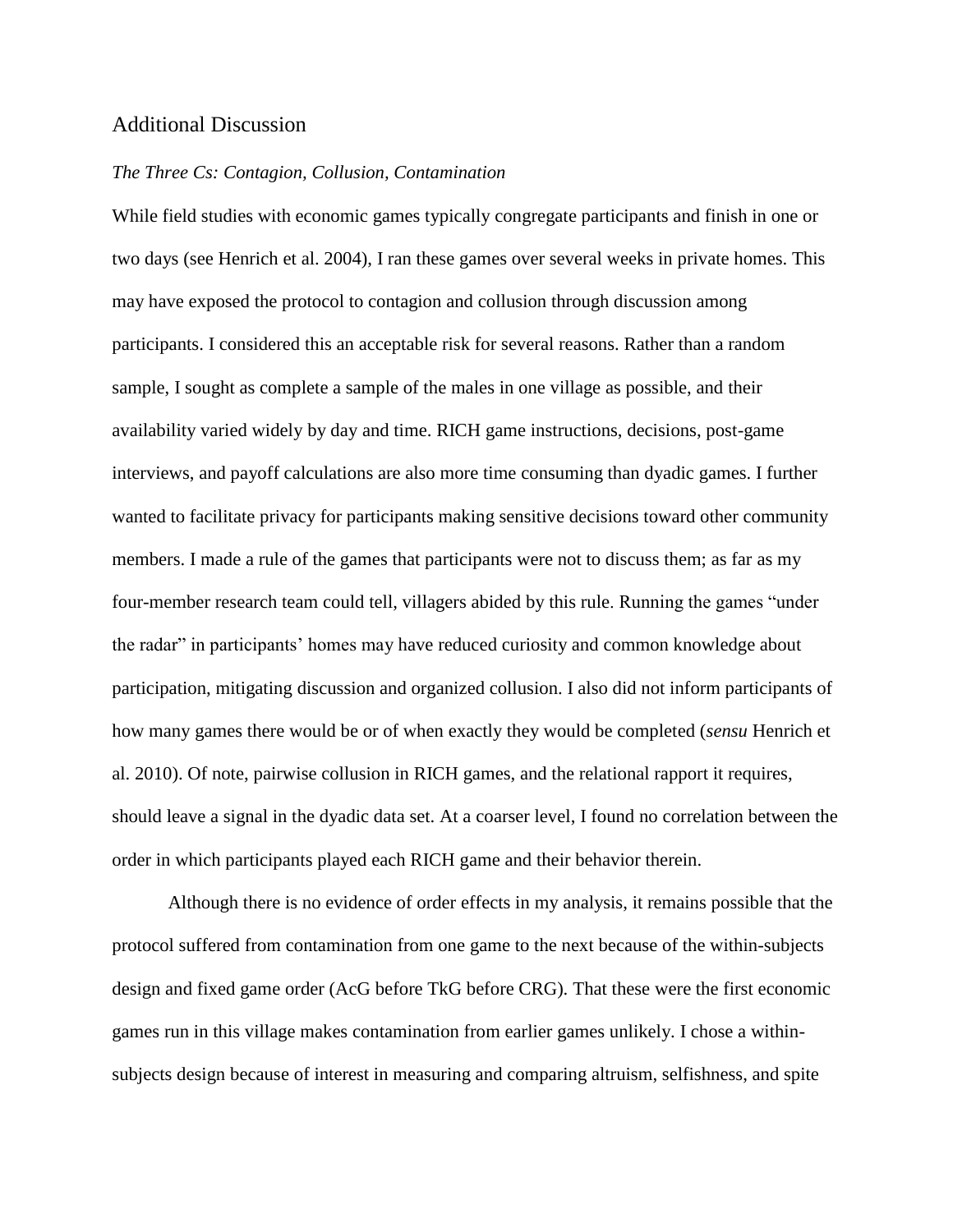## Additional Discussion

### *The Three Cs: Contagion, Collusion, Contamination*

While field studies with economic games typically congregate participants and finish in one or two days (see Henrich et al. 2004), I ran these games over several weeks in private homes. This may have exposed the protocol to contagion and collusion through discussion among participants. I considered this an acceptable risk for several reasons. Rather than a random sample, I sought as complete a sample of the males in one village as possible, and their availability varied widely by day and time. RICH game instructions, decisions, post-game interviews, and payoff calculations are also more time consuming than dyadic games. I further wanted to facilitate privacy for participants making sensitive decisions toward other community members. I made a rule of the games that participants were not to discuss them; as far as my four-member research team could tell, villagers abided by this rule. Running the games "under the radar" in participants' homes may have reduced curiosity and common knowledge about participation, mitigating discussion and organized collusion. I also did not inform participants of how many games there would be or of when exactly they would be completed (*sensu* Henrich et al. 2010). Of note, pairwise collusion in RICH games, and the relational rapport it requires, should leave a signal in the dyadic data set. At a coarser level, I found no correlation between the order in which participants played each RICH game and their behavior therein.

Although there is no evidence of order effects in my analysis, it remains possible that the protocol suffered from contamination from one game to the next because of the within-subjects design and fixed game order (AcG before TkG before CRG). That these were the first economic games run in this village makes contamination from earlier games unlikely. I chose a within-subjects design because of interest in measuring and comparing altruism, selfishness, and spite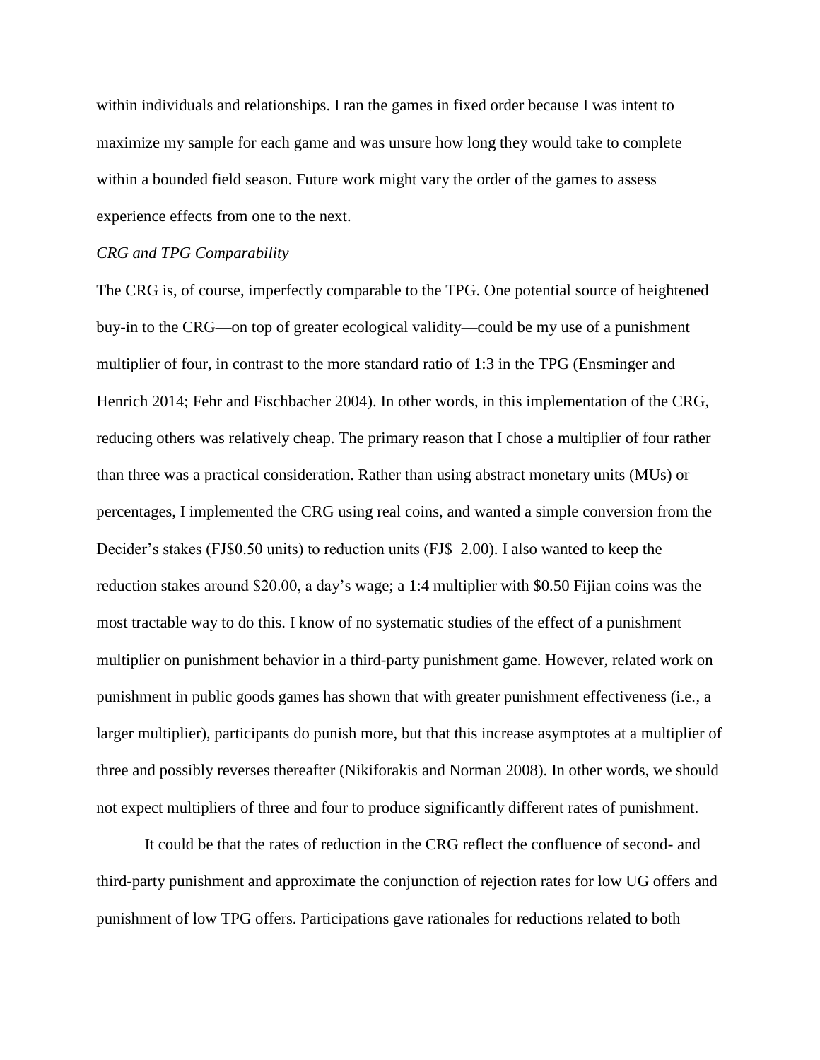within individuals and relationships. I ran the games in fixed order because I was intent to maximize my sample for each game and was unsure how long they would take to complete within a bounded field season. Future work might vary the order of the games to assess experience effects from one to the next.

*CRG and TPG Comparability*

The CRG is, of course, imperfectly comparable to the TPG. One potential source of heightened buy-in to the CRG—on top of greater ecological validity—could be my use of a punishment multiplier of four, in contrast to the more standard ratio of 1:3 in the TPG (Ensminger and Henrich 2014; Fehr and Fischbacher 2004). In other words, in this implementation of the CRG, reducing others was relatively cheap. The primary reason that I chose a multiplier of four rather than three was a practical consideration. Rather than using abstract monetary units (MUs) or percentages, I implemented the CRG using real coins, and wanted a simple conversion from the Decider's stakes (FJ$0.50 units) to reduction units (FJ$–2.00). I also wanted to keep the reduction stakes around $20.00, a day's wage; a 1:4 multiplier with $0.50 Fijian coins was the most tractable way to do this. I know of no systematic studies of the effect of a punishment multiplier on punishment behavior in a third-party punishment game. However, related work on punishment in public goods games has shown that with greater punishment effectiveness (i.e., a larger multiplier), participants do punish more, but that this increase asymptotes at a multiplier of three and possibly reverses thereafter (Nikiforakis and Norman 2008). In other words, we should not expect multipliers of three and four to produce significantly different rates of punishment.

It could be that the rates of reduction in the CRG reflect the confluence of second- and third-party punishment and approximate the conjunction of rejection rates for low UG offers and punishment of low TPG offers. Participations gave rationales for reductions related to both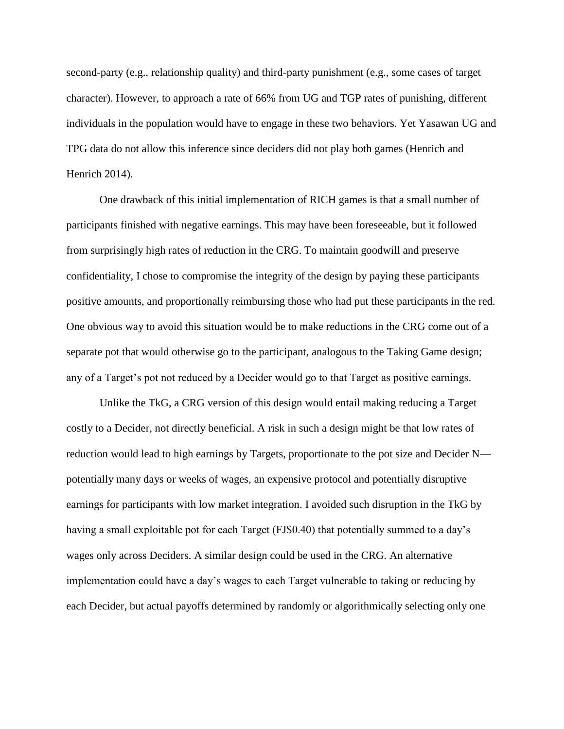second-party (e.g., relationship quality) and third-party punishment (e.g., some cases of target character). However, to approach a rate of 66% from UG and TGP rates of punishing, different individuals in the population would have to engage in these two behaviors. Yet Yasawan UG and TPG data do not allow this inference since deciders did not play both games (Henrich and Henrich 2014).

One drawback of this initial implementation of RICH games is that a small number of participants finished with negative earnings. This may have been foreseeable, but it followed from surprisingly high rates of reduction in the CRG. To maintain goodwill and preserve confidentiality, I chose to compromise the integrity of the design by paying these participants positive amounts, and proportionally reimbursing those who had put these participants in the red. One obvious way to avoid this situation would be to make reductions in the CRG come out of a separate pot that would otherwise go to the participant, analogous to the Taking Game design; any of a Target's pot not reduced by a Decider would go to that Target as positive earnings.

Unlike the TkG, a CRG version of this design would entail making reducing a Target costly to a Decider, not directly beneficial. A risk in such a design might be that low rates of reduction would lead to high earnings by Targets, proportionate to the pot size and Decider N—potentially many days or weeks of wages, an expensive protocol and potentially disruptive earnings for participants with low market integration. I avoided such disruption in the TkG by having a small exploitable pot for each Target (FJ$0.40) that potentially summed to a day's wages only across Deciders. A similar design could be used in the CRG. An alternative implementation could have a day's wages to each Target vulnerable to taking or reducing by each Decider, but actual payoffs determined by randomly or algorithmically selecting only one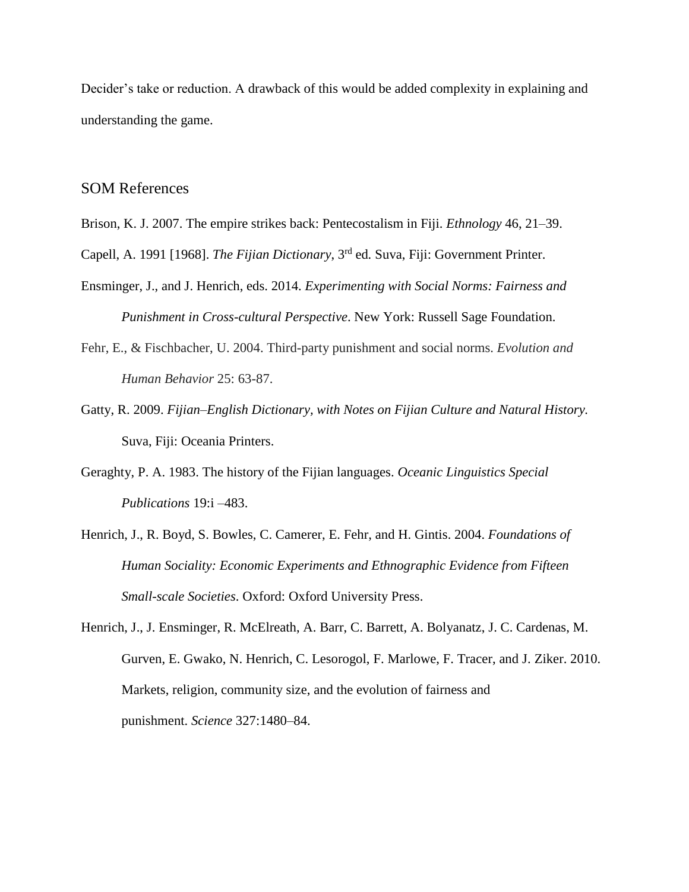Decider's take or reduction. A drawback of this would be added complexity in explaining and understanding the game.

## SOM References

Brison, K. J. 2007. The empire strikes back: Pentecostalism in Fiji. *Ethnology* 46, 21–39.

Capell, A. 1991 [1968]. *The Fijian Dictionary*, 3rd ed. Suva, Fiji: Government Printer.

Ensminger, J., and J. Henrich, eds. 2014. *Experimenting with Social Norms: Fairness and Punishment in Cross-cultural Perspective*. New York: Russell Sage Foundation.

Fehr, E., & Fischbacher, U. 2004. Third-party punishment and social norms. *Evolution and Human Behavior* 25: 63-87.

Gatty, R. 2009. *Fijian–English Dictionary, with Notes on Fijian Culture and Natural History.* Suva, Fiji: Oceania Printers.

Geraghty, P. A. 1983. The history of the Fijian languages. *Oceanic Linguistics Special Publications* 19:i –483.

Henrich, J., R. Boyd, S. Bowles, C. Camerer, E. Fehr, and H. Gintis. 2004. *Foundations of Human Sociality: Economic Experiments and Ethnographic Evidence from Fifteen Small-scale Societies*. Oxford: Oxford University Press.

Henrich, J., J. Ensminger, R. McElreath, A. Barr, C. Barrett, A. Bolyanatz, J. C. Cardenas, M. Gurven, E. Gwako, N. Henrich, C. Lesorogol, F. Marlowe, F. Tracer, and J. Ziker. 2010. Markets, religion, community size, and the evolution of fairness and punishment. *Science* 327:1480–84.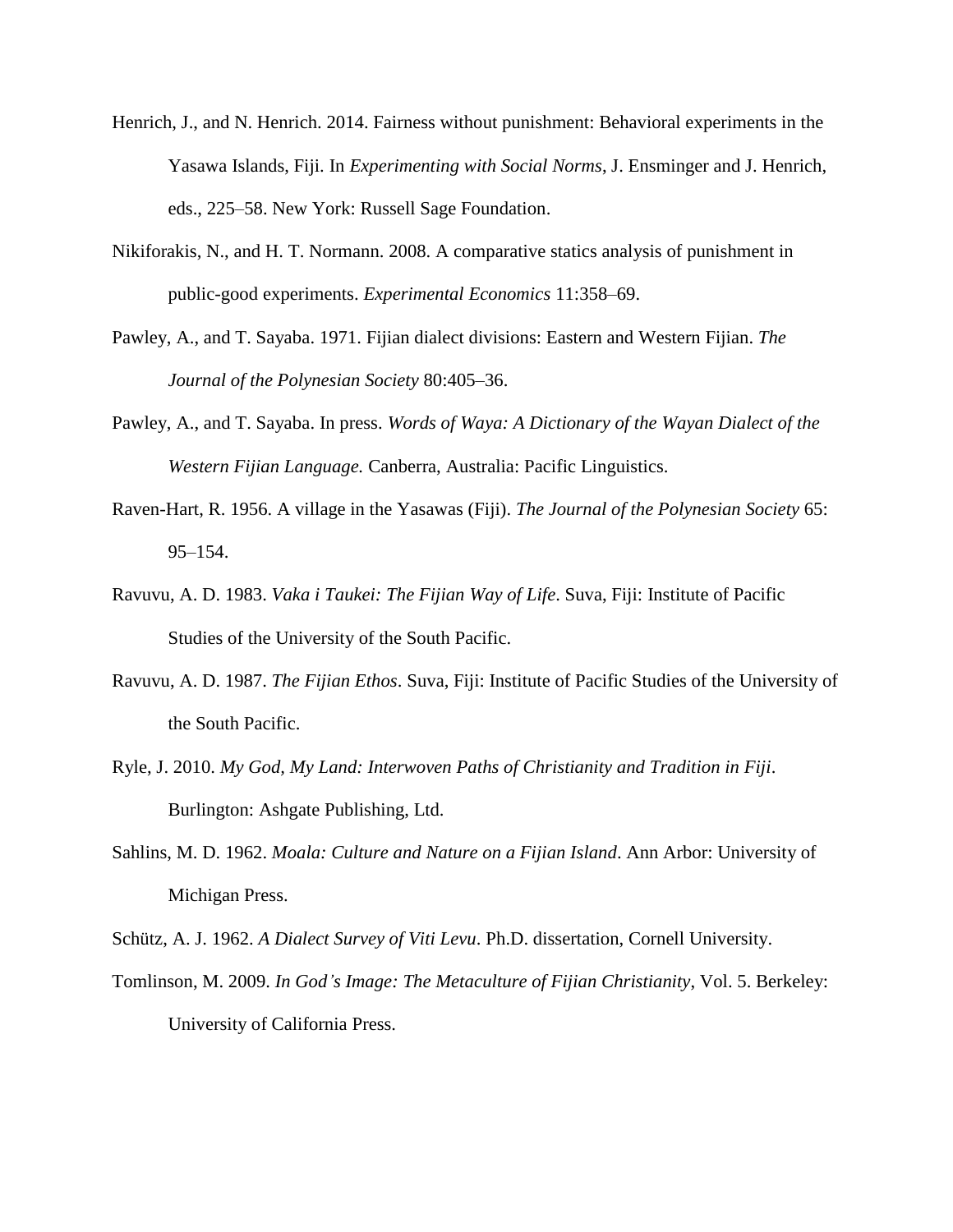Henrich, J., and N. Henrich. 2014. Fairness without punishment: Behavioral experiments in the Yasawa Islands, Fiji. In *Experimenting with Social Norms*, J. Ensminger and J. Henrich, eds., 225–58. New York: Russell Sage Foundation.

Nikiforakis, N., and H. T. Normann. 2008. A comparative statics analysis of punishment in public-good experiments. *Experimental Economics* 11:358–69.

Pawley, A., and T. Sayaba. 1971. Fijian dialect divisions: Eastern and Western Fijian. *The Journal of the Polynesian Society* 80:405–36.

Pawley, A., and T. Sayaba. In press. *Words of Waya: A Dictionary of the Wayan Dialect of the Western Fijian Language.* Canberra, Australia: Pacific Linguistics.

Raven-Hart, R. 1956. A village in the Yasawas (Fiji). *The Journal of the Polynesian Society* 65: 95–154.

Ravuvu, A. D. 1983. *Vaka i Taukei: The Fijian Way of Life*. Suva, Fiji: Institute of Pacific Studies of the University of the South Pacific.

Ravuvu, A. D. 1987. *The Fijian Ethos*. Suva, Fiji: Institute of Pacific Studies of the University of the South Pacific.

Ryle, J. 2010. *My God, My Land: Interwoven Paths of Christianity and Tradition in Fiji*. Burlington: Ashgate Publishing, Ltd.

Sahlins, M. D. 1962. *Moala: Culture and Nature on a Fijian Island*. Ann Arbor: University of Michigan Press.

Schütz, A. J. 1962. *A Dialect Survey of Viti Levu*. Ph.D. dissertation, Cornell University.

Tomlinson, M. 2009. *In God's Image: The Metaculture of Fijian Christianity*, Vol. 5. Berkeley: University of California Press.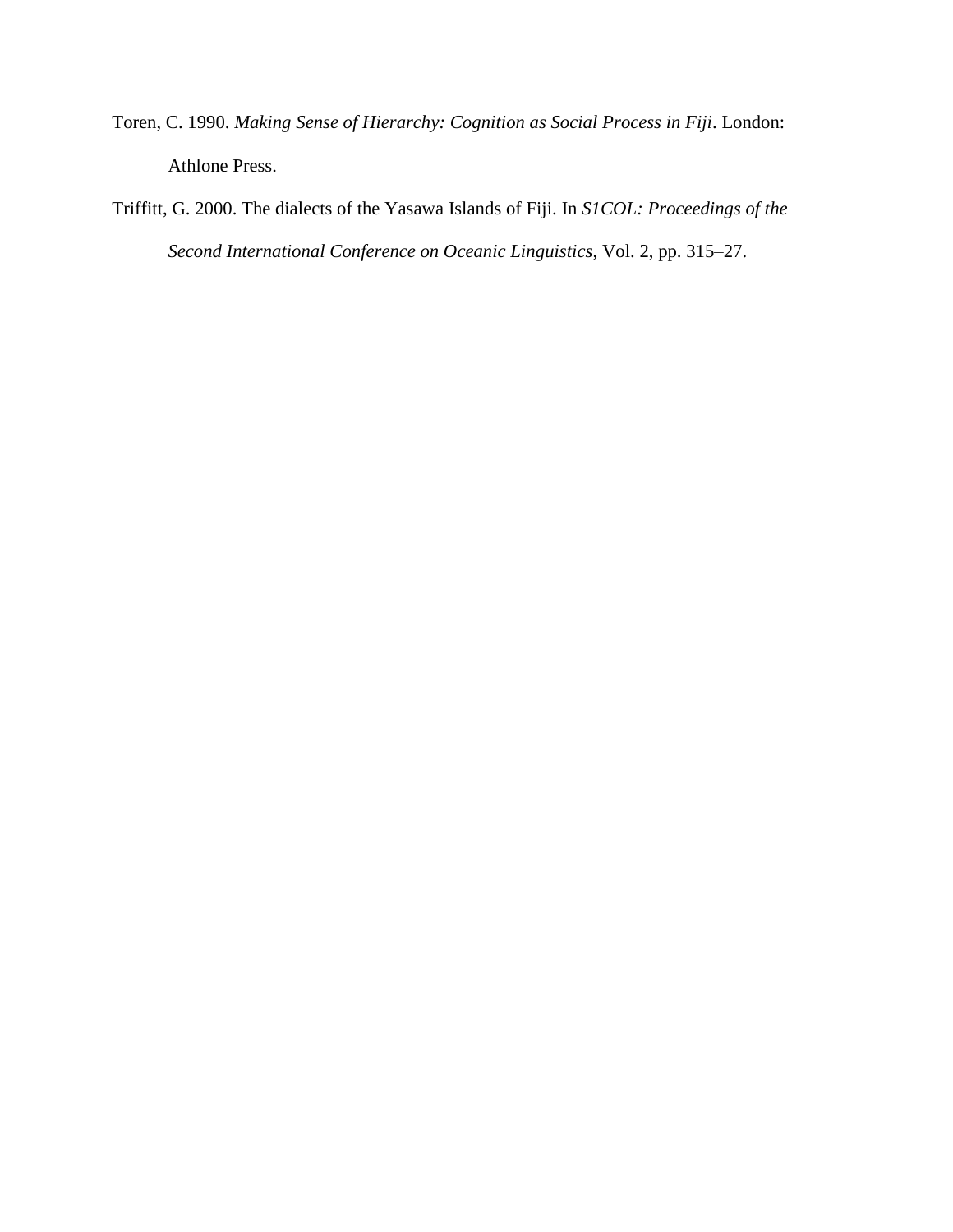Toren, C. 1990. *Making Sense of Hierarchy: Cognition as Social Process in Fiji*. London: Athlone Press.

Triffitt, G. 2000. The dialects of the Yasawa Islands of Fiji. In *S1COL: Proceedings of the Second International Conference on Oceanic Linguistics*, Vol. 2, pp. 315–27.